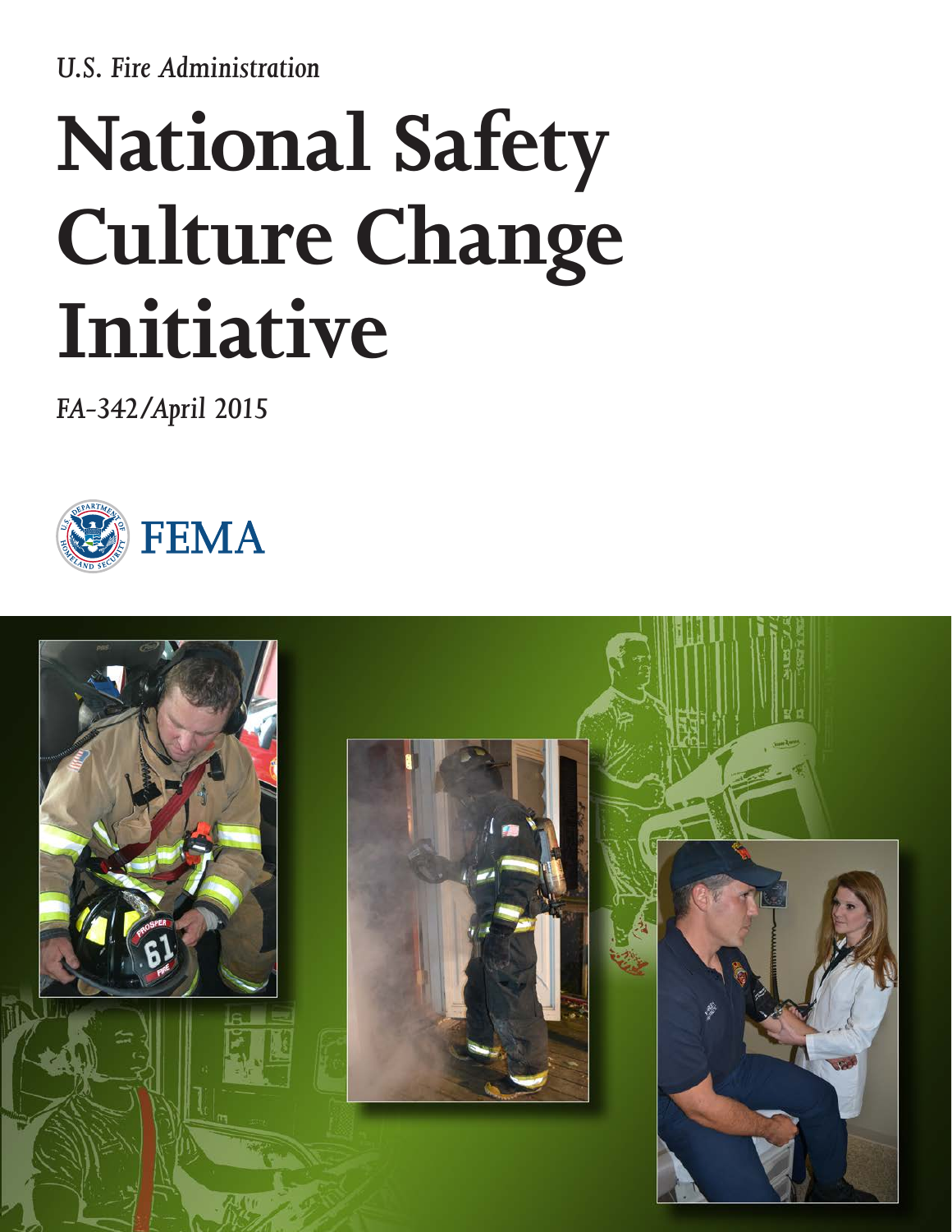*U.S. Fire Administration*

# National Safety Culture Change Initiative

*FA-342/April 2015*

FEMA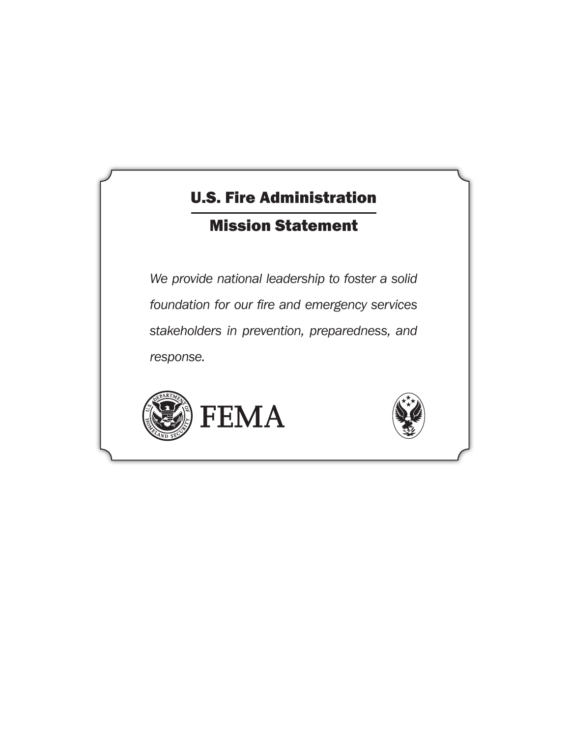## U.S. Fire Administration

## Mission Statement

*We provide national leadership to foster a solid foundation for our fire and emergency services stakeholders in prevention, preparedness, and response.*

FEMA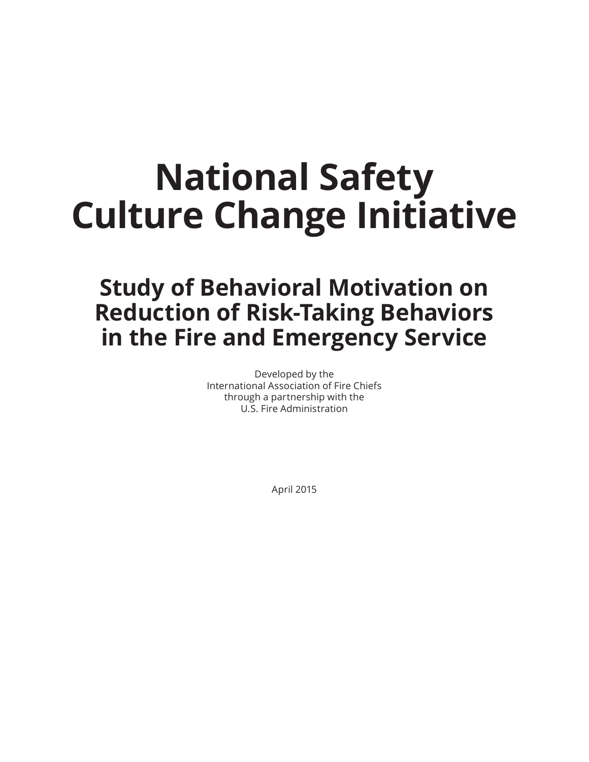# National Safety Culture Change Initiative

## Study of Behavioral Motivation on Reduction of Risk-Taking Behaviors in the Fire and Emergency Service

Developed by the
International Association of Fire Chiefs
through a partnership with the
U.S. Fire Administration

April 2015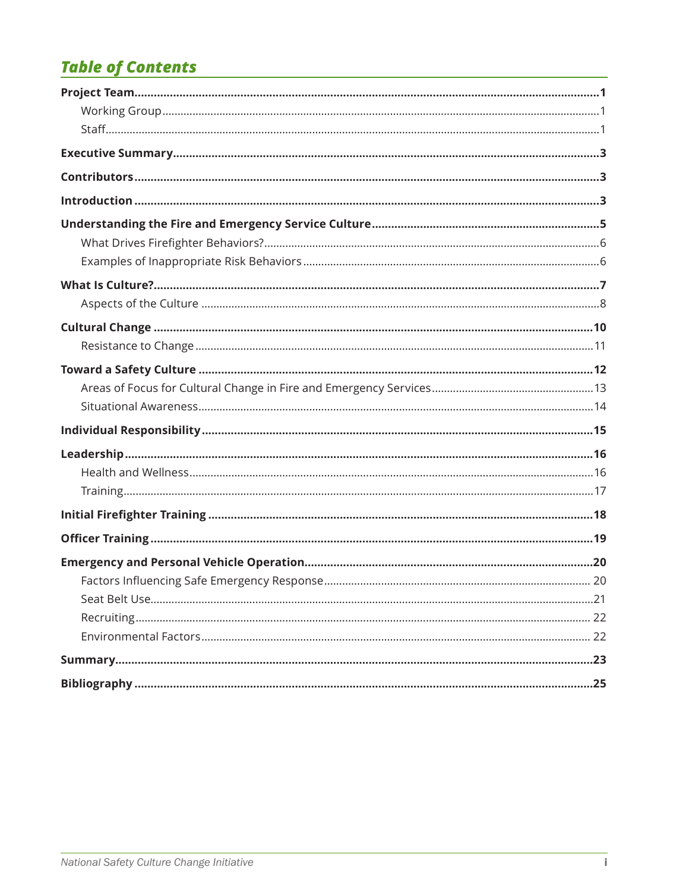## Table of Contents

**Project Team** .......... **1**
- Working Group .......... 1
- Staff .......... 1

**Executive Summary** .......... **3**

**Contributors** .......... **3**

**Introduction** .......... **3**

**Understanding the Fire and Emergency Service Culture** .......... **5**
- What Drives Firefighter Behaviors? .......... 6
- Examples of Inappropriate Risk Behaviors .......... 6

**What Is Culture?** .......... **7**
- Aspects of the Culture .......... 8

**Cultural Change** .......... **10**
- Resistance to Change .......... 11

**Toward a Safety Culture** .......... **12**
- Areas of Focus for Cultural Change in Fire and Emergency Services .......... 13
- Situational Awareness .......... 14

**Individual Responsibility** .......... **15**

**Leadership** .......... **16**
- Health and Wellness .......... 16
- Training .......... 17

**Initial Firefighter Training** .......... **18**

**Officer Training** .......... **19**

**Emergency and Personal Vehicle Operation** .......... **20**
- Factors Influencing Safe Emergency Response .......... 20
- Seat Belt Use .......... 21
- Recruiting .......... 22
- Environmental Factors .......... 22

**Summary** .......... **23**

**Bibliography** .......... **25**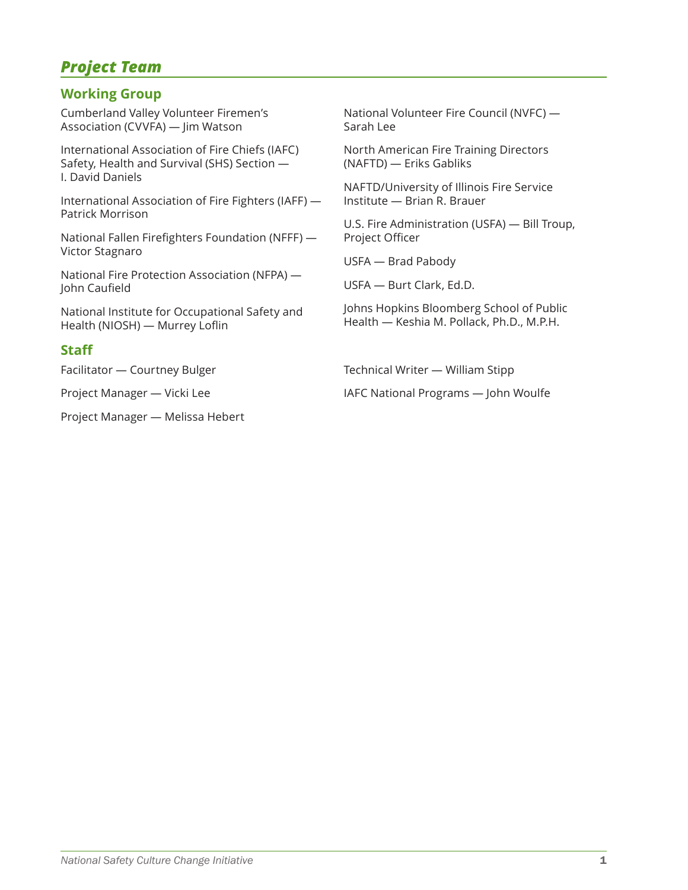## *Project Team*

### Working Group

Cumberland Valley Volunteer Firemen's Association (CVVFA) — Jim Watson

International Association of Fire Chiefs (IAFC) Safety, Health and Survival (SHS) Section — I. David Daniels

International Association of Fire Fighters (IAFF) — Patrick Morrison

National Fallen Firefighters Foundation (NFFF) — Victor Stagnaro

National Fire Protection Association (NFPA) — John Caufield

National Institute for Occupational Safety and Health (NIOSH) — Murrey Loflin

National Volunteer Fire Council (NVFC) — Sarah Lee

North American Fire Training Directors (NAFTD) — Eriks Gabliks

NAFTD/University of Illinois Fire Service Institute — Brian R. Brauer

U.S. Fire Administration (USFA) — Bill Troup, Project Officer

USFA — Brad Pabody

USFA — Burt Clark, Ed.D.

Johns Hopkins Bloomberg School of Public Health — Keshia M. Pollack, Ph.D., M.P.H.

### Staff

Facilitator — Courtney Bulger

Project Manager — Vicki Lee

Project Manager — Melissa Hebert

Technical Writer — William Stipp

IAFC National Programs — John Woulfe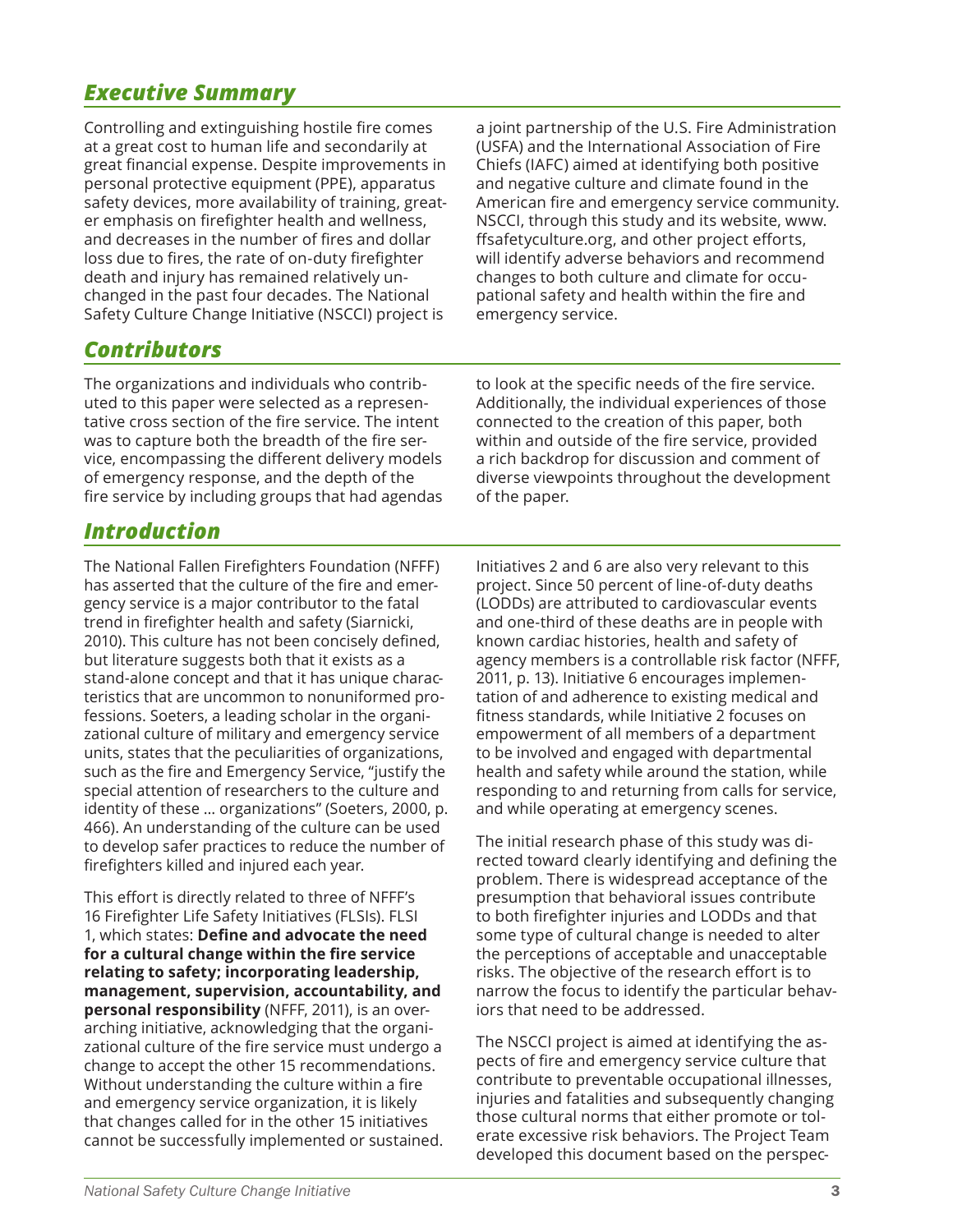## *Executive Summary*

Controlling and extinguishing hostile fire comes at a great cost to human life and secondarily at great financial expense. Despite improvements in personal protective equipment (PPE), apparatus safety devices, more availability of training, greater emphasis on firefighter health and wellness, and decreases in the number of fires and dollar loss due to fires, the rate of on-duty firefighter death and injury has remained relatively unchanged in the past four decades. The National Safety Culture Change Initiative (NSCCI) project is a joint partnership of the U.S. Fire Administration (USFA) and the International Association of Fire Chiefs (IAFC) aimed at identifying both positive and negative culture and climate found in the American fire and emergency service community. NSCCI, through this study and its website, www.ffsafetyculture.org, and other project efforts, will identify adverse behaviors and recommend changes to both culture and climate for occupational safety and health within the fire and emergency service.

## *Contributors*

The organizations and individuals who contributed to this paper were selected as a representative cross section of the fire service. The intent was to capture both the breadth of the fire service, encompassing the different delivery models of emergency response, and the depth of the fire service by including groups that had agendas to look at the specific needs of the fire service. Additionally, the individual experiences of those connected to the creation of this paper, both within and outside of the fire service, provided a rich backdrop for discussion and comment of diverse viewpoints throughout the development of the paper.

## *Introduction*

The National Fallen Firefighters Foundation (NFFF) has asserted that the culture of the fire and emergency service is a major contributor to the fatal trend in firefighter health and safety (Siarnicki, 2010). This culture has not been concisely defined, but literature suggests both that it exists as a stand-alone concept and that it has unique characteristics that are uncommon to nonuniformed professions. Soeters, a leading scholar in the organizational culture of military and emergency service units, states that the peculiarities of organizations, such as the fire and Emergency Service, "justify the special attention of researchers to the culture and identity of these ... organizations" (Soeters, 2000, p. 466). An understanding of the culture can be used to develop safer practices to reduce the number of firefighters killed and injured each year.

This effort is directly related to three of NFFF's 16 Firefighter Life Safety Initiatives (FLSIs). FLSI 1, which states: **Define and advocate the need for a cultural change within the fire service relating to safety; incorporating leadership, management, supervision, accountability, and personal responsibility** (NFFF, 2011), is an overarching initiative, acknowledging that the organizational culture of the fire service must undergo a change to accept the other 15 recommendations. Without understanding the culture within a fire and emergency service organization, it is likely that changes called for in the other 15 initiatives cannot be successfully implemented or sustained.

Initiatives 2 and 6 are also very relevant to this project. Since 50 percent of line-of-duty deaths (LODDs) are attributed to cardiovascular events and one-third of these deaths are in people with known cardiac histories, health and safety of agency members is a controllable risk factor (NFFF, 2011, p. 13). Initiative 6 encourages implementation of and adherence to existing medical and fitness standards, while Initiative 2 focuses on empowerment of all members of a department to be involved and engaged with departmental health and safety while around the station, while responding to and returning from calls for service, and while operating at emergency scenes.

The initial research phase of this study was directed toward clearly identifying and defining the problem. There is widespread acceptance of the presumption that behavioral issues contribute to both firefighter injuries and LODDs and that some type of cultural change is needed to alter the perceptions of acceptable and unacceptable risks. The objective of the research effort is to narrow the focus to identify the particular behaviors that need to be addressed.

The NSCCI project is aimed at identifying the aspects of fire and emergency service culture that contribute to preventable occupational illnesses, injuries and fatalities and subsequently changing those cultural norms that either promote or tolerate excessive risk behaviors. The Project Team developed this document based on the perspec-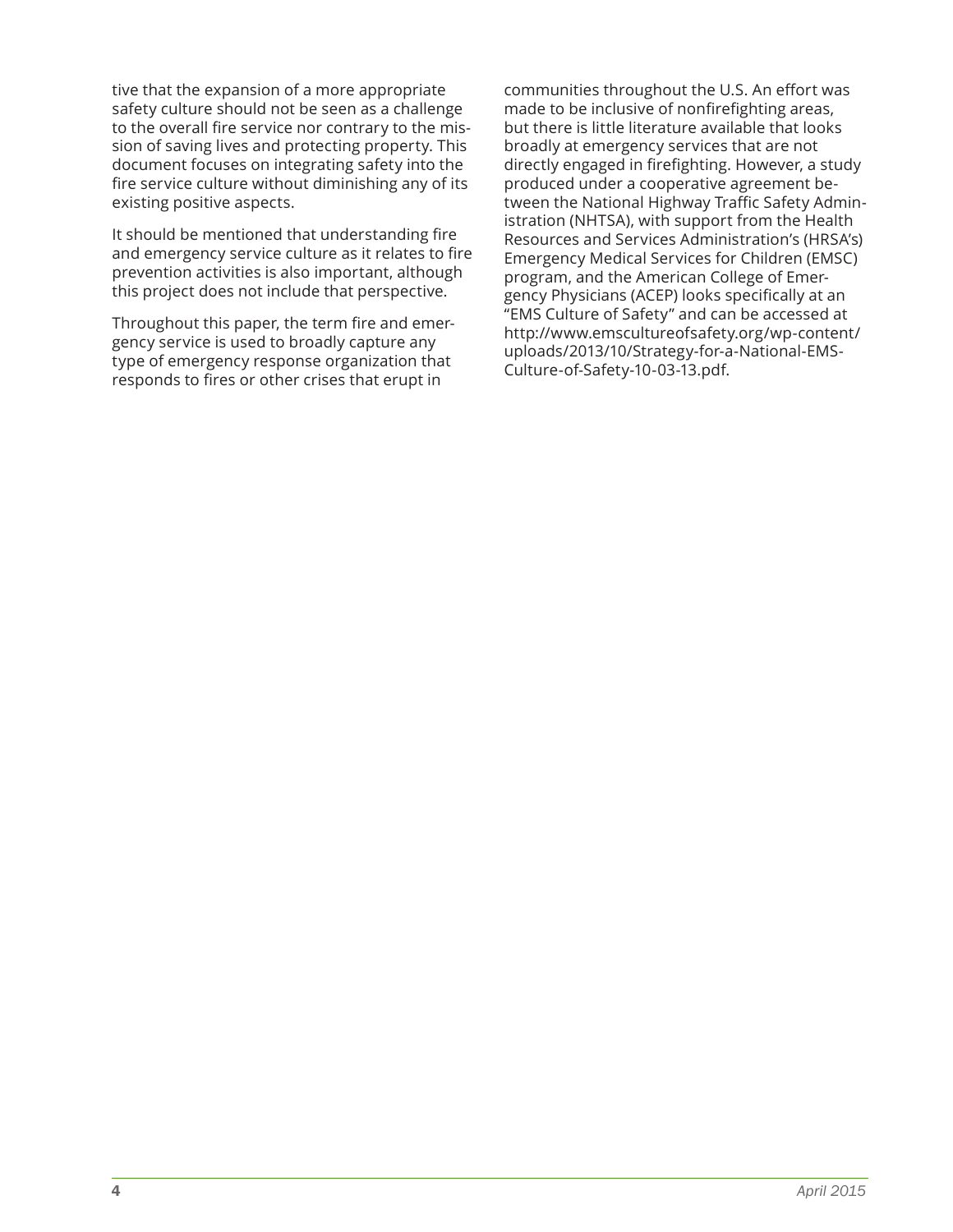tive that the expansion of a more appropriate safety culture should not be seen as a challenge to the overall fire service nor contrary to the mission of saving lives and protecting property. This document focuses on integrating safety into the fire service culture without diminishing any of its existing positive aspects.

It should be mentioned that understanding fire and emergency service culture as it relates to fire prevention activities is also important, although this project does not include that perspective.

Throughout this paper, the term fire and emergency service is used to broadly capture any type of emergency response organization that responds to fires or other crises that erupt in communities throughout the U.S. An effort was made to be inclusive of nonfirefighting areas, but there is little literature available that looks broadly at emergency services that are not directly engaged in firefighting. However, a study produced under a cooperative agreement between the National Highway Traffic Safety Administration (NHTSA), with support from the Health Resources and Services Administration's (HRSA's) Emergency Medical Services for Children (EMSC) program, and the American College of Emergency Physicians (ACEP) looks specifically at an "EMS Culture of Safety" and can be accessed at http://www.emscultureofsafety.org/wp-content/uploads/2013/10/Strategy-for-a-National-EMS-Culture-of-Safety-10-03-13.pdf.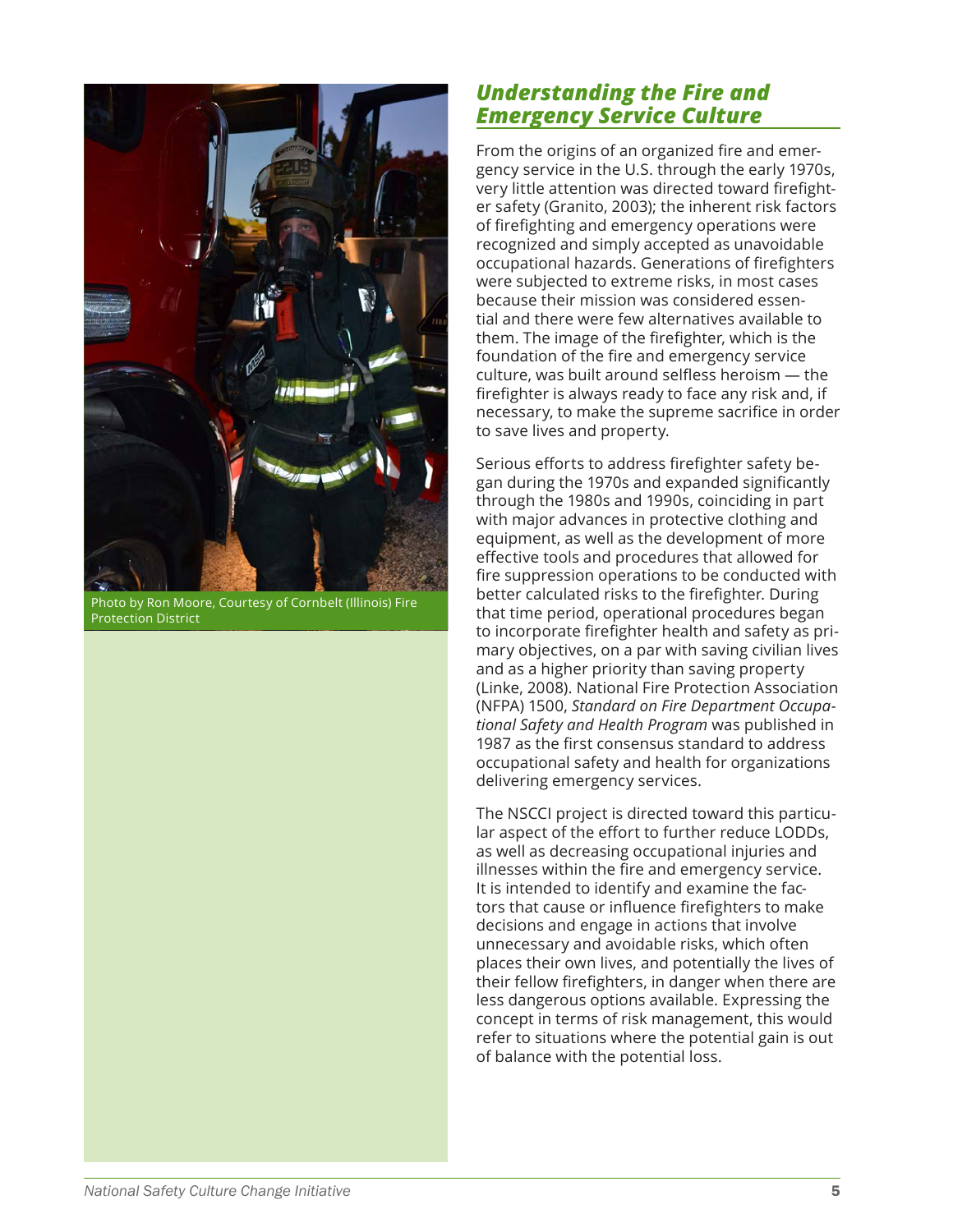Photo by Ron Moore, Courtesy of Cornbelt (Illinois) Fire Protection District

## *Understanding the Fire and Emergency Service Culture*

From the origins of an organized fire and emergency service in the U.S. through the early 1970s, very little attention was directed toward firefighter safety (Granito, 2003); the inherent risk factors of firefighting and emergency operations were recognized and simply accepted as unavoidable occupational hazards. Generations of firefighters were subjected to extreme risks, in most cases because their mission was considered essential and there were few alternatives available to them. The image of the firefighter, which is the foundation of the fire and emergency service culture, was built around selfless heroism — the firefighter is always ready to face any risk and, if necessary, to make the supreme sacrifice in order to save lives and property.

Serious efforts to address firefighter safety began during the 1970s and expanded significantly through the 1980s and 1990s, coinciding in part with major advances in protective clothing and equipment, as well as the development of more effective tools and procedures that allowed for fire suppression operations to be conducted with better calculated risks to the firefighter. During that time period, operational procedures began to incorporate firefighter health and safety as primary objectives, on a par with saving civilian lives and as a higher priority than saving property (Linke, 2008). National Fire Protection Association (NFPA) 1500, *Standard on Fire Department Occupational Safety and Health Program* was published in 1987 as the first consensus standard to address occupational safety and health for organizations delivering emergency services.

The NSCCI project is directed toward this particular aspect of the effort to further reduce LODDs, as well as decreasing occupational injuries and illnesses within the fire and emergency service. It is intended to identify and examine the factors that cause or influence firefighters to make decisions and engage in actions that involve unnecessary and avoidable risks, which often places their own lives, and potentially the lives of their fellow firefighters, in danger when there are less dangerous options available. Expressing the concept in terms of risk management, this would refer to situations where the potential gain is out of balance with the potential loss.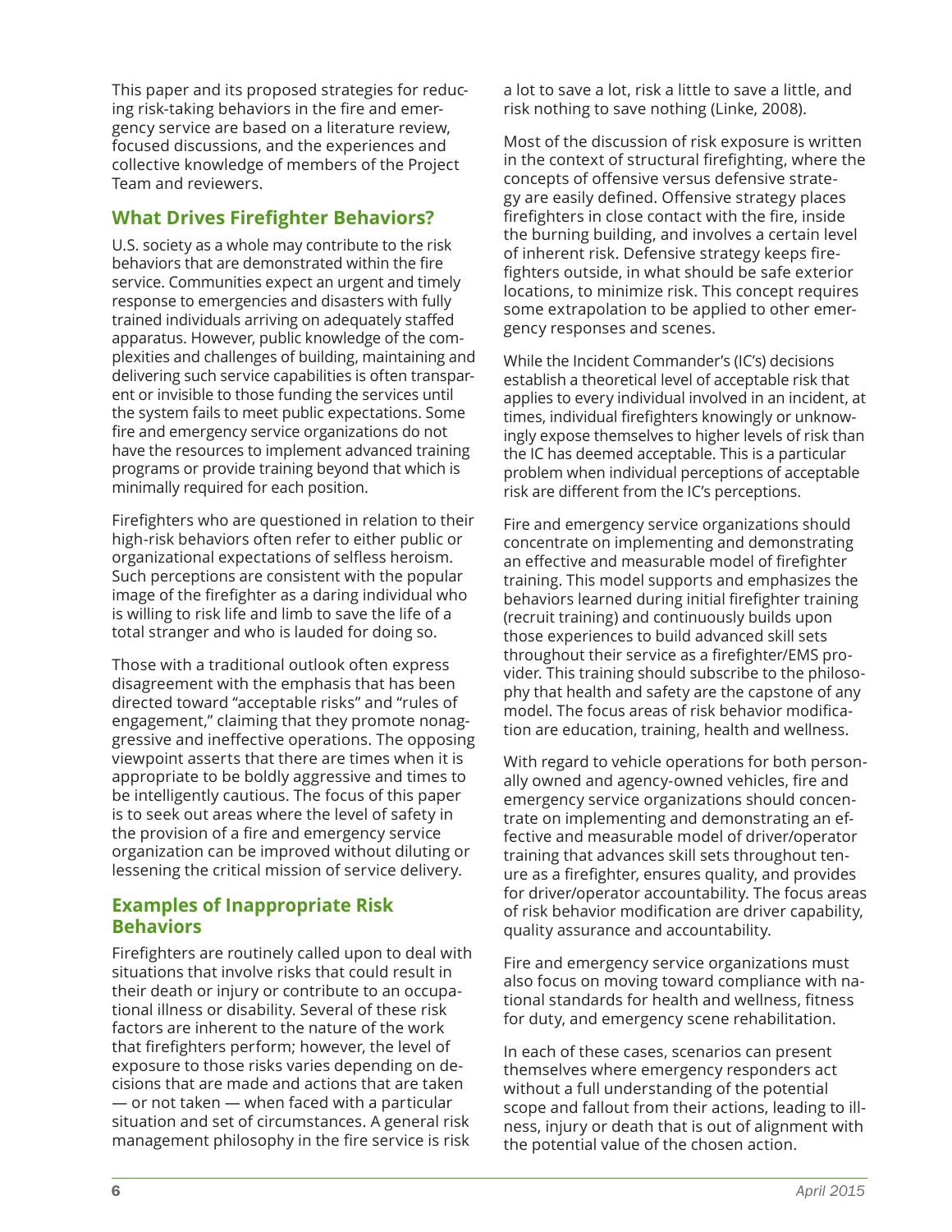This paper and its proposed strategies for reducing risk-taking behaviors in the fire and emergency service are based on a literature review, focused discussions, and the experiences and collective knowledge of members of the Project Team and reviewers.

## What Drives Firefighter Behaviors?

U.S. society as a whole may contribute to the risk behaviors that are demonstrated within the fire service. Communities expect an urgent and timely response to emergencies and disasters with fully trained individuals arriving on adequately staffed apparatus. However, public knowledge of the complexities and challenges of building, maintaining and delivering such service capabilities is often transparent or invisible to those funding the services until the system fails to meet public expectations. Some fire and emergency service organizations do not have the resources to implement advanced training programs or provide training beyond that which is minimally required for each position.

Firefighters who are questioned in relation to their high-risk behaviors often refer to either public or organizational expectations of selfless heroism. Such perceptions are consistent with the popular image of the firefighter as a daring individual who is willing to risk life and limb to save the life of a total stranger and who is lauded for doing so.

Those with a traditional outlook often express disagreement with the emphasis that has been directed toward "acceptable risks" and "rules of engagement," claiming that they promote nonaggressive and ineffective operations. The opposing viewpoint asserts that there are times when it is appropriate to be boldly aggressive and times to be intelligently cautious. The focus of this paper is to seek out areas where the level of safety in the provision of a fire and emergency service organization can be improved without diluting or lessening the critical mission of service delivery.

## Examples of Inappropriate Risk Behaviors

Firefighters are routinely called upon to deal with situations that involve risks that could result in their death or injury or contribute to an occupational illness or disability. Several of these risk factors are inherent to the nature of the work that firefighters perform; however, the level of exposure to those risks varies depending on decisions that are made and actions that are taken — or not taken — when faced with a particular situation and set of circumstances. A general risk management philosophy in the fire service is risk a lot to save a lot, risk a little to save a little, and risk nothing to save nothing (Linke, 2008).

Most of the discussion of risk exposure is written in the context of structural firefighting, where the concepts of offensive versus defensive strategy are easily defined. Offensive strategy places firefighters in close contact with the fire, inside the burning building, and involves a certain level of inherent risk. Defensive strategy keeps firefighters outside, in what should be safe exterior locations, to minimize risk. This concept requires some extrapolation to be applied to other emergency responses and scenes.

While the Incident Commander's (IC's) decisions establish a theoretical level of acceptable risk that applies to every individual involved in an incident, at times, individual firefighters knowingly or unknowingly expose themselves to higher levels of risk than the IC has deemed acceptable. This is a particular problem when individual perceptions of acceptable risk are different from the IC's perceptions.

Fire and emergency service organizations should concentrate on implementing and demonstrating an effective and measurable model of firefighter training. This model supports and emphasizes the behaviors learned during initial firefighter training (recruit training) and continuously builds upon those experiences to build advanced skill sets throughout their service as a firefighter/EMS provider. This training should subscribe to the philosophy that health and safety are the capstone of any model. The focus areas of risk behavior modification are education, training, health and wellness.

With regard to vehicle operations for both personally owned and agency-owned vehicles, fire and emergency service organizations should concentrate on implementing and demonstrating an effective and measurable model of driver/operator training that advances skill sets throughout tenure as a firefighter, ensures quality, and provides for driver/operator accountability. The focus areas of risk behavior modification are driver capability, quality assurance and accountability.

Fire and emergency service organizations must also focus on moving toward compliance with national standards for health and wellness, fitness for duty, and emergency scene rehabilitation.

In each of these cases, scenarios can present themselves where emergency responders act without a full understanding of the potential scope and fallout from their actions, leading to illness, injury or death that is out of alignment with the potential value of the chosen action.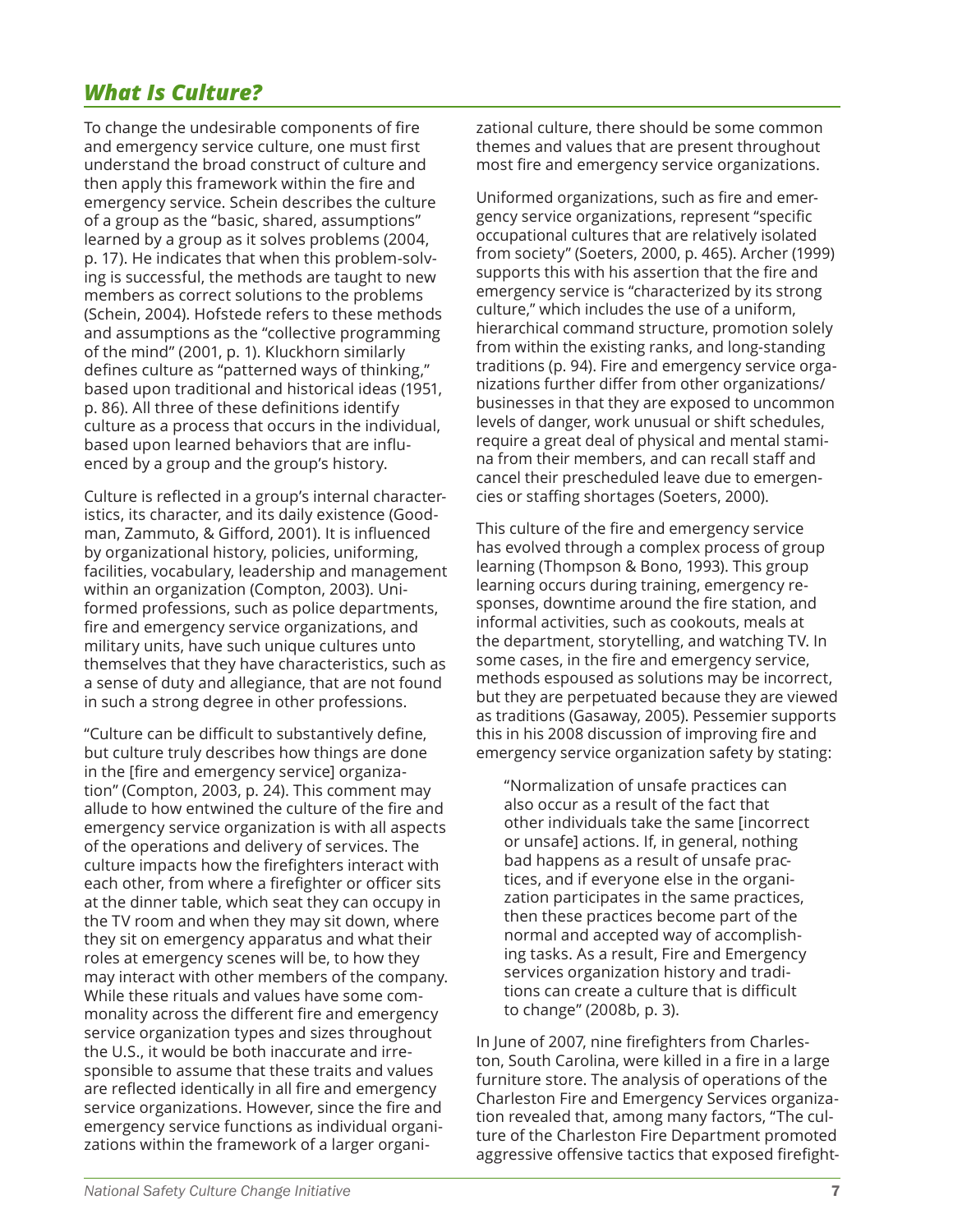## *What Is Culture?*

To change the undesirable components of fire and emergency service culture, one must first understand the broad construct of culture and then apply this framework within the fire and emergency service. Schein describes the culture of a group as the "basic, shared, assumptions" learned by a group as it solves problems (2004, p. 17). He indicates that when this problem-solving is successful, the methods are taught to new members as correct solutions to the problems (Schein, 2004). Hofstede refers to these methods and assumptions as the "collective programming of the mind" (2001, p. 1). Kluckhorn similarly defines culture as "patterned ways of thinking," based upon traditional and historical ideas (1951, p. 86). All three of these definitions identify culture as a process that occurs in the individual, based upon learned behaviors that are influenced by a group and the group's history.

Culture is reflected in a group's internal characteristics, its character, and its daily existence (Goodman, Zammuto, & Gifford, 2001). It is influenced by organizational history, policies, uniforming, facilities, vocabulary, leadership and management within an organization (Compton, 2003). Uniformed professions, such as police departments, fire and emergency service organizations, and military units, have such unique cultures unto themselves that they have characteristics, such as a sense of duty and allegiance, that are not found in such a strong degree in other professions.

"Culture can be difficult to substantively define, but culture truly describes how things are done in the [fire and emergency service] organization" (Compton, 2003, p. 24). This comment may allude to how entwined the culture of the fire and emergency service organization is with all aspects of the operations and delivery of services. The culture impacts how the firefighters interact with each other, from where a firefighter or officer sits at the dinner table, which seat they can occupy in the TV room and when they may sit down, where they sit on emergency apparatus and what their roles at emergency scenes will be, to how they may interact with other members of the company. While these rituals and values have some commonality across the different fire and emergency service organization types and sizes throughout the U.S., it would be both inaccurate and irresponsible to assume that these traits and values are reflected identically in all fire and emergency service organizations. However, since the fire and emergency service functions as individual organizations within the framework of a larger organizational culture, there should be some common themes and values that are present throughout most fire and emergency service organizations.

Uniformed organizations, such as fire and emergency service organizations, represent "specific occupational cultures that are relatively isolated from society" (Soeters, 2000, p. 465). Archer (1999) supports this with his assertion that the fire and emergency service is "characterized by its strong culture," which includes the use of a uniform, hierarchical command structure, promotion solely from within the existing ranks, and long-standing traditions (p. 94). Fire and emergency service organizations further differ from other organizations/businesses in that they are exposed to uncommon levels of danger, work unusual or shift schedules, require a great deal of physical and mental stamina from their members, and can recall staff and cancel their prescheduled leave due to emergencies or staffing shortages (Soeters, 2000).

This culture of the fire and emergency service has evolved through a complex process of group learning (Thompson & Bono, 1993). This group learning occurs during training, emergency responses, downtime around the fire station, and informal activities, such as cookouts, meals at the department, storytelling, and watching TV. In some cases, in the fire and emergency service, methods espoused as solutions may be incorrect, but they are perpetuated because they are viewed as traditions (Gasaway, 2005). Pessemier supports this in his 2008 discussion of improving fire and emergency service organization safety by stating:

> "Normalization of unsafe practices can also occur as a result of the fact that other individuals take the same [incorrect or unsafe] actions. If, in general, nothing bad happens as a result of unsafe practices, and if everyone else in the organization participates in the same practices, then these practices become part of the normal and accepted way of accomplishing tasks. As a result, Fire and Emergency services organization history and traditions can create a culture that is difficult to change" (2008b, p. 3).

In June of 2007, nine firefighters from Charleston, South Carolina, were killed in a fire in a large furniture store. The analysis of operations of the Charleston Fire and Emergency Services organization revealed that, among many factors, "The culture of the Charleston Fire Department promoted aggressive offensive tactics that exposed firefight-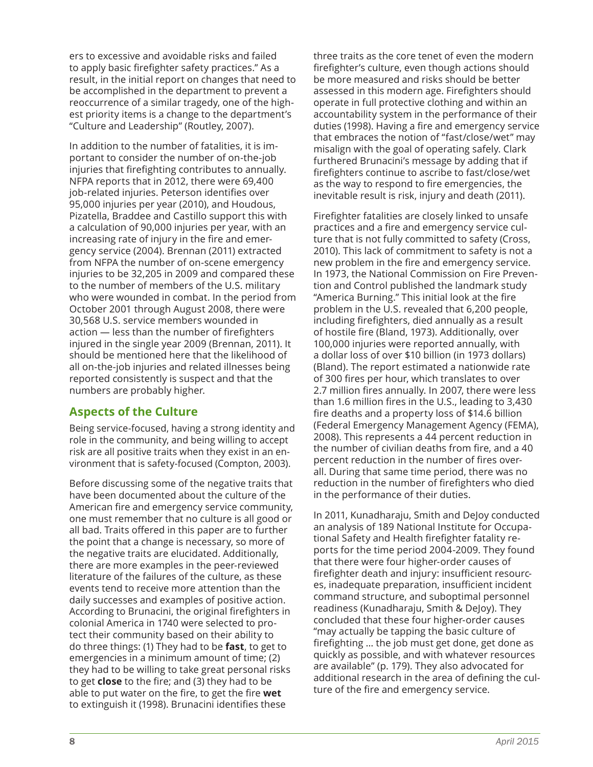ers to excessive and avoidable risks and failed to apply basic firefighter safety practices." As a result, in the initial report on changes that need to be accomplished in the department to prevent a reoccurrence of a similar tragedy, one of the highest priority items is a change to the department's "Culture and Leadership" (Routley, 2007).

In addition to the number of fatalities, it is important to consider the number of on-the-job injuries that firefighting contributes to annually. NFPA reports that in 2012, there were 69,400 job-related injuries. Peterson identifies over 95,000 injuries per year (2010), and Houdous, Pizatella, Braddee and Castillo support this with a calculation of 90,000 injuries per year, with an increasing rate of injury in the fire and emergency service (2004). Brennan (2011) extracted from NFPA the number of on-scene emergency injuries to be 32,205 in 2009 and compared these to the number of members of the U.S. military who were wounded in combat. In the period from October 2001 through August 2008, there were 30,568 U.S. service members wounded in action — less than the number of firefighters injured in the single year 2009 (Brennan, 2011). It should be mentioned here that the likelihood of all on-the-job injuries and related illnesses being reported consistently is suspect and that the numbers are probably higher.

## Aspects of the Culture

Being service-focused, having a strong identity and role in the community, and being willing to accept risk are all positive traits when they exist in an environment that is safety-focused (Compton, 2003).

Before discussing some of the negative traits that have been documented about the culture of the American fire and emergency service community, one must remember that no culture is all good or all bad. Traits offered in this paper are to further the point that a change is necessary, so more of the negative traits are elucidated. Additionally, there are more examples in the peer-reviewed literature of the failures of the culture, as these events tend to receive more attention than the daily successes and examples of positive action. According to Brunacini, the original firefighters in colonial America in 1740 were selected to protect their community based on their ability to do three things: (1) They had to be **fast**, to get to emergencies in a minimum amount of time; (2) they had to be willing to take great personal risks to get **close** to the fire; and (3) they had to be able to put water on the fire, to get the fire **wet** to extinguish it (1998). Brunacini identifies these three traits as the core tenet of even the modern firefighter's culture, even though actions should be more measured and risks should be better assessed in this modern age. Firefighters should operate in full protective clothing and within an accountability system in the performance of their duties (1998). Having a fire and emergency service that embraces the notion of "fast/close/wet" may misalign with the goal of operating safely. Clark furthered Brunacini's message by adding that if firefighters continue to ascribe to fast/close/wet as the way to respond to fire emergencies, the inevitable result is risk, injury and death (2011).

Firefighter fatalities are closely linked to unsafe practices and a fire and emergency service culture that is not fully committed to safety (Cross, 2010). This lack of commitment to safety is not a new problem in the fire and emergency service. In 1973, the National Commission on Fire Prevention and Control published the landmark study "America Burning." This initial look at the fire problem in the U.S. revealed that 6,200 people, including firefighters, died annually as a result of hostile fire (Bland, 1973). Additionally, over 100,000 injuries were reported annually, with a dollar loss of over $10 billion (in 1973 dollars) (Bland). The report estimated a nationwide rate of 300 fires per hour, which translates to over 2.7 million fires annually. In 2007, there were less than 1.6 million fires in the U.S., leading to 3,430 fire deaths and a property loss of $14.6 billion (Federal Emergency Management Agency (FEMA), 2008). This represents a 44 percent reduction in the number of civilian deaths from fire, and a 40 percent reduction in the number of fires overall. During that same time period, there was no reduction in the number of firefighters who died in the performance of their duties.

In 2011, Kunadharaju, Smith and DeJoy conducted an analysis of 189 National Institute for Occupational Safety and Health firefighter fatality reports for the time period 2004-2009. They found that there were four higher-order causes of firefighter death and injury: insufficient resources, inadequate preparation, insufficient incident command structure, and suboptimal personnel readiness (Kunadharaju, Smith & DeJoy). They concluded that these four higher-order causes "may actually be tapping the basic culture of firefighting ... the job must get done, get done as quickly as possible, and with whatever resources are available" (p. 179). They also advocated for additional research in the area of defining the culture of the fire and emergency service.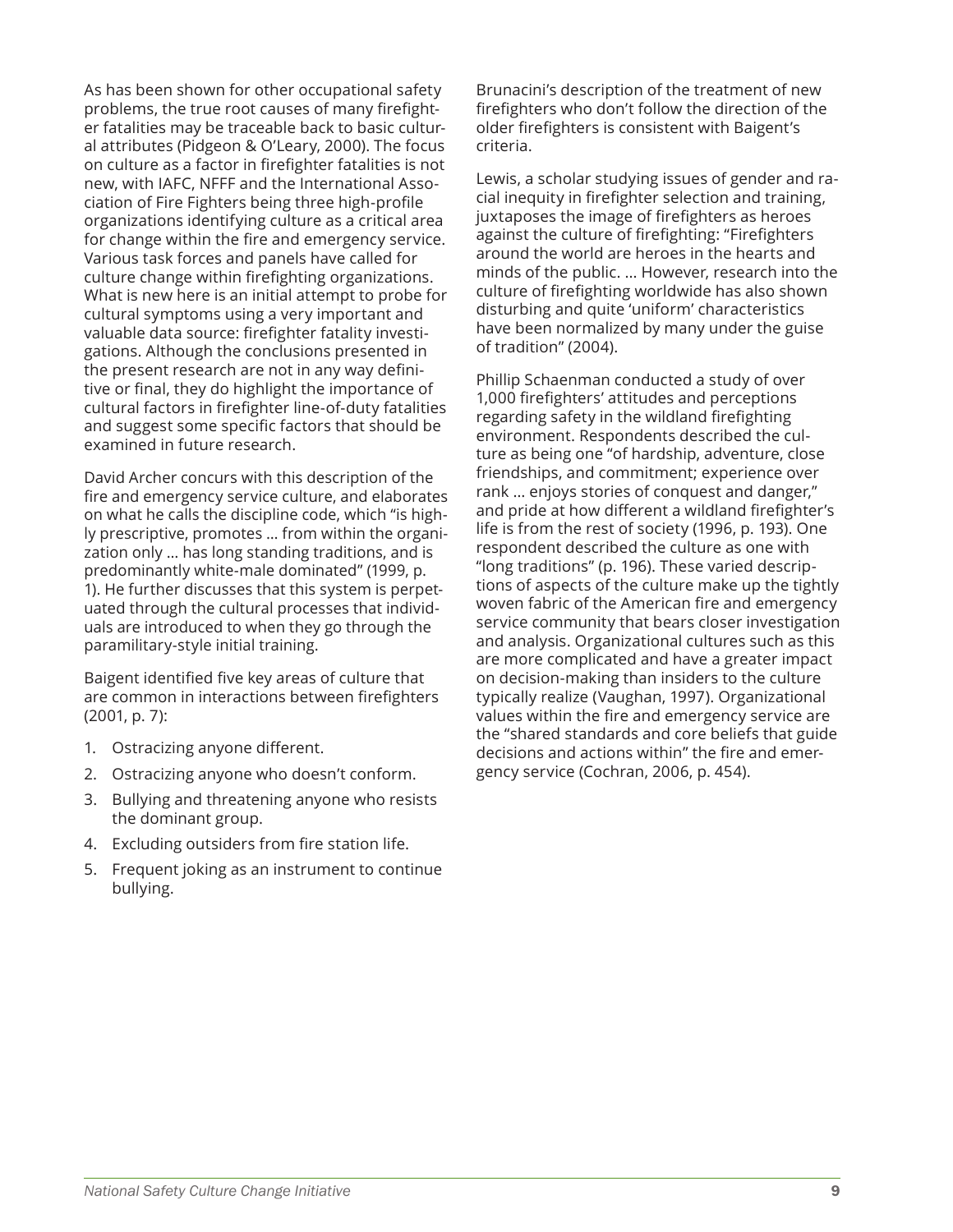As has been shown for other occupational safety problems, the true root causes of many firefighter fatalities may be traceable back to basic cultural attributes (Pidgeon & O'Leary, 2000). The focus on culture as a factor in firefighter fatalities is not new, with IAFC, NFFF and the International Association of Fire Fighters being three high-profile organizations identifying culture as a critical area for change within the fire and emergency service. Various task forces and panels have called for culture change within firefighting organizations. What is new here is an initial attempt to probe for cultural symptoms using a very important and valuable data source: firefighter fatality investigations. Although the conclusions presented in the present research are not in any way definitive or final, they do highlight the importance of cultural factors in firefighter line-of-duty fatalities and suggest some specific factors that should be examined in future research.

David Archer concurs with this description of the fire and emergency service culture, and elaborates on what he calls the discipline code, which "is highly prescriptive, promotes ... from within the organization only ... has long standing traditions, and is predominantly white-male dominated" (1999, p. 1). He further discusses that this system is perpetuated through the cultural processes that individuals are introduced to when they go through the paramilitary-style initial training.

Baigent identified five key areas of culture that are common in interactions between firefighters (2001, p. 7):

1. Ostracizing anyone different.
2. Ostracizing anyone who doesn't conform.
3. Bullying and threatening anyone who resists the dominant group.
4. Excluding outsiders from fire station life.
5. Frequent joking as an instrument to continue bullying.

Brunacini's description of the treatment of new firefighters who don't follow the direction of the older firefighters is consistent with Baigent's criteria.

Lewis, a scholar studying issues of gender and racial inequity in firefighter selection and training, juxtaposes the image of firefighters as heroes against the culture of firefighting: "Firefighters around the world are heroes in the hearts and minds of the public. ... However, research into the culture of firefighting worldwide has also shown disturbing and quite 'uniform' characteristics have been normalized by many under the guise of tradition" (2004).

Phillip Schaenman conducted a study of over 1,000 firefighters' attitudes and perceptions regarding safety in the wildland firefighting environment. Respondents described the culture as being one "of hardship, adventure, close friendships, and commitment; experience over rank ... enjoys stories of conquest and danger," and pride at how different a wildland firefighter's life is from the rest of society (1996, p. 193). One respondent described the culture as one with "long traditions" (p. 196). These varied descriptions of aspects of the culture make up the tightly woven fabric of the American fire and emergency service community that bears closer investigation and analysis. Organizational cultures such as this are more complicated and have a greater impact on decision-making than insiders to the culture typically realize (Vaughan, 1997). Organizational values within the fire and emergency service are the "shared standards and core beliefs that guide decisions and actions within" the fire and emergency service (Cochran, 2006, p. 454).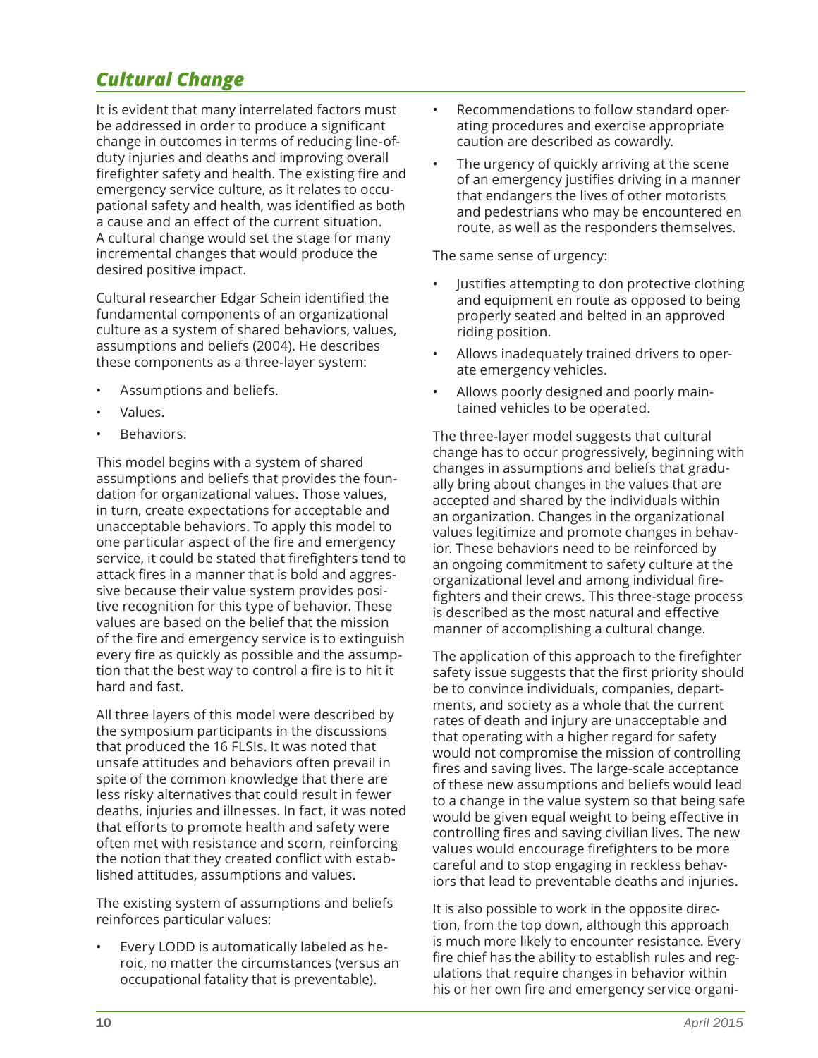## *Cultural Change*

It is evident that many interrelated factors must be addressed in order to produce a significant change in outcomes in terms of reducing line-of-duty injuries and deaths and improving overall firefighter safety and health. The existing fire and emergency service culture, as it relates to occupational safety and health, was identified as both a cause and an effect of the current situation. A cultural change would set the stage for many incremental changes that would produce the desired positive impact.

Cultural researcher Edgar Schein identified the fundamental components of an organizational culture as a system of shared behaviors, values, assumptions and beliefs (2004). He describes these components as a three-layer system:

- Assumptions and beliefs.
- Values.
- Behaviors.

This model begins with a system of shared assumptions and beliefs that provides the foundation for organizational values. Those values, in turn, create expectations for acceptable and unacceptable behaviors. To apply this model to one particular aspect of the fire and emergency service, it could be stated that firefighters tend to attack fires in a manner that is bold and aggressive because their value system provides positive recognition for this type of behavior. These values are based on the belief that the mission of the fire and emergency service is to extinguish every fire as quickly as possible and the assumption that the best way to control a fire is to hit it hard and fast.

All three layers of this model were described by the symposium participants in the discussions that produced the 16 FLSIs. It was noted that unsafe attitudes and behaviors often prevail in spite of the common knowledge that there are less risky alternatives that could result in fewer deaths, injuries and illnesses. In fact, it was noted that efforts to promote health and safety were often met with resistance and scorn, reinforcing the notion that they created conflict with established attitudes, assumptions and values.

The existing system of assumptions and beliefs reinforces particular values:

- Every LODD is automatically labeled as heroic, no matter the circumstances (versus an occupational fatality that is preventable).
- Recommendations to follow standard operating procedures and exercise appropriate caution are described as cowardly.
- The urgency of quickly arriving at the scene of an emergency justifies driving in a manner that endangers the lives of other motorists and pedestrians who may be encountered en route, as well as the responders themselves.

The same sense of urgency:

- Justifies attempting to don protective clothing and equipment en route as opposed to being properly seated and belted in an approved riding position.
- Allows inadequately trained drivers to operate emergency vehicles.
- Allows poorly designed and poorly maintained vehicles to be operated.

The three-layer model suggests that cultural change has to occur progressively, beginning with changes in assumptions and beliefs that gradually bring about changes in the values that are accepted and shared by the individuals within an organization. Changes in the organizational values legitimize and promote changes in behavior. These behaviors need to be reinforced by an ongoing commitment to safety culture at the organizational level and among individual firefighters and their crews. This three-stage process is described as the most natural and effective manner of accomplishing a cultural change.

The application of this approach to the firefighter safety issue suggests that the first priority should be to convince individuals, companies, departments, and society as a whole that the current rates of death and injury are unacceptable and that operating with a higher regard for safety would not compromise the mission of controlling fires and saving lives. The large-scale acceptance of these new assumptions and beliefs would lead to a change in the value system so that being safe would be given equal weight to being effective in controlling fires and saving civilian lives. The new values would encourage firefighters to be more careful and to stop engaging in reckless behaviors that lead to preventable deaths and injuries.

It is also possible to work in the opposite direction, from the top down, although this approach is much more likely to encounter resistance. Every fire chief has the ability to establish rules and regulations that require changes in behavior within his or her own fire and emergency service organi-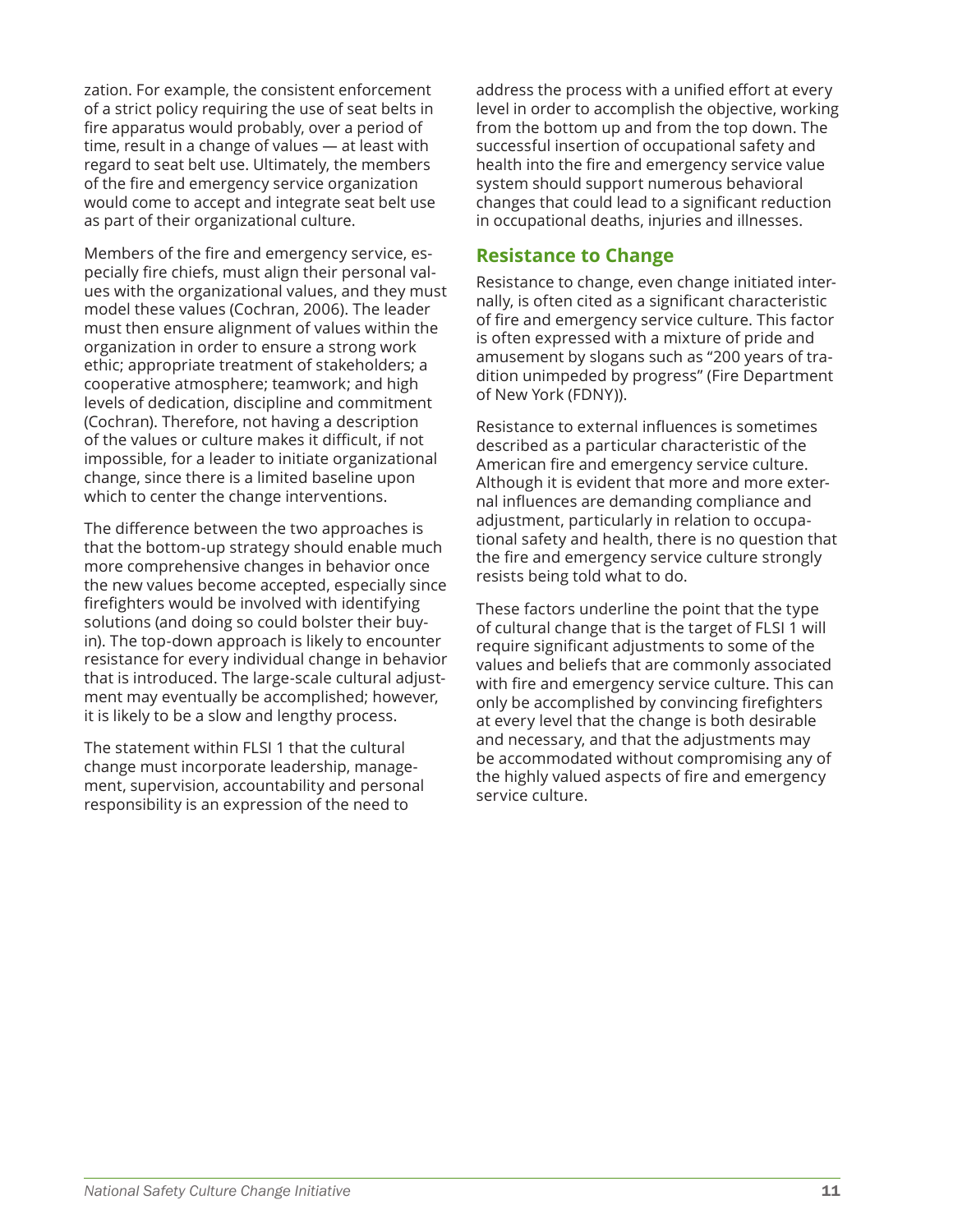zation. For example, the consistent enforcement of a strict policy requiring the use of seat belts in fire apparatus would probably, over a period of time, result in a change of values — at least with regard to seat belt use. Ultimately, the members of the fire and emergency service organization would come to accept and integrate seat belt use as part of their organizational culture.

Members of the fire and emergency service, especially fire chiefs, must align their personal values with the organizational values, and they must model these values (Cochran, 2006). The leader must then ensure alignment of values within the organization in order to ensure a strong work ethic; appropriate treatment of stakeholders; a cooperative atmosphere; teamwork; and high levels of dedication, discipline and commitment (Cochran). Therefore, not having a description of the values or culture makes it difficult, if not impossible, for a leader to initiate organizational change, since there is a limited baseline upon which to center the change interventions.

The difference between the two approaches is that the bottom-up strategy should enable much more comprehensive changes in behavior once the new values become accepted, especially since firefighters would be involved with identifying solutions (and doing so could bolster their buy-in). The top-down approach is likely to encounter resistance for every individual change in behavior that is introduced. The large-scale cultural adjustment may eventually be accomplished; however, it is likely to be a slow and lengthy process.

The statement within FLSI 1 that the cultural change must incorporate leadership, management, supervision, accountability and personal responsibility is an expression of the need to address the process with a unified effort at every level in order to accomplish the objective, working from the bottom up and from the top down. The successful insertion of occupational safety and health into the fire and emergency service value system should support numerous behavioral changes that could lead to a significant reduction in occupational deaths, injuries and illnesses.

## Resistance to Change

Resistance to change, even change initiated internally, is often cited as a significant characteristic of fire and emergency service culture. This factor is often expressed with a mixture of pride and amusement by slogans such as "200 years of tradition unimpeded by progress" (Fire Department of New York (FDNY)).

Resistance to external influences is sometimes described as a particular characteristic of the American fire and emergency service culture. Although it is evident that more and more external influences are demanding compliance and adjustment, particularly in relation to occupational safety and health, there is no question that the fire and emergency service culture strongly resists being told what to do.

These factors underline the point that the type of cultural change that is the target of FLSI 1 will require significant adjustments to some of the values and beliefs that are commonly associated with fire and emergency service culture. This can only be accomplished by convincing firefighters at every level that the change is both desirable and necessary, and that the adjustments may be accommodated without compromising any of the highly valued aspects of fire and emergency service culture.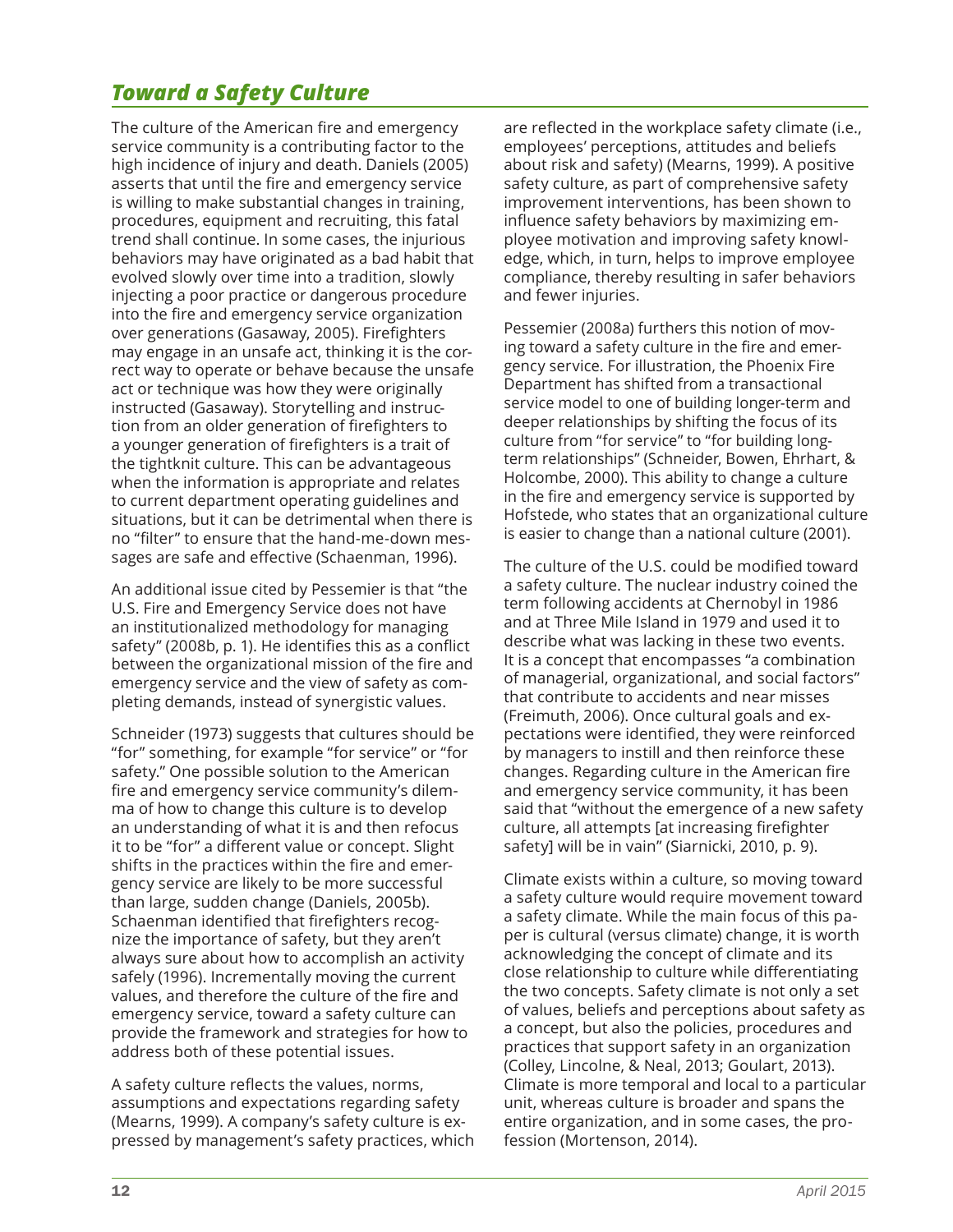## *Toward a Safety Culture*

The culture of the American fire and emergency service community is a contributing factor to the high incidence of injury and death. Daniels (2005) asserts that until the fire and emergency service is willing to make substantial changes in training, procedures, equipment and recruiting, this fatal trend shall continue. In some cases, the injurious behaviors may have originated as a bad habit that evolved slowly over time into a tradition, slowly injecting a poor practice or dangerous procedure into the fire and emergency service organization over generations (Gasaway, 2005). Firefighters may engage in an unsafe act, thinking it is the correct way to operate or behave because the unsafe act or technique was how they were originally instructed (Gasaway). Storytelling and instruction from an older generation of firefighters to a younger generation of firefighters is a trait of the tightknit culture. This can be advantageous when the information is appropriate and relates to current department operating guidelines and situations, but it can be detrimental when there is no "filter" to ensure that the hand-me-down messages are safe and effective (Schaenman, 1996).

An additional issue cited by Pessemier is that "the U.S. Fire and Emergency Service does not have an institutionalized methodology for managing safety" (2008b, p. 1). He identifies this as a conflict between the organizational mission of the fire and emergency service and the view of safety as completing demands, instead of synergistic values.

Schneider (1973) suggests that cultures should be "for" something, for example "for service" or "for safety." One possible solution to the American fire and emergency service community's dilemma of how to change this culture is to develop an understanding of what it is and then refocus it to be "for" a different value or concept. Slight shifts in the practices within the fire and emergency service are likely to be more successful than large, sudden change (Daniels, 2005b). Schaenman identified that firefighters recognize the importance of safety, but they aren't always sure about how to accomplish an activity safely (1996). Incrementally moving the current values, and therefore the culture of the fire and emergency service, toward a safety culture can provide the framework and strategies for how to address both of these potential issues.

A safety culture reflects the values, norms, assumptions and expectations regarding safety (Mearns, 1999). A company's safety culture is expressed by management's safety practices, which are reflected in the workplace safety climate (i.e., employees' perceptions, attitudes and beliefs about risk and safety) (Mearns, 1999). A positive safety culture, as part of comprehensive safety improvement interventions, has been shown to influence safety behaviors by maximizing employee motivation and improving safety knowledge, which, in turn, helps to improve employee compliance, thereby resulting in safer behaviors and fewer injuries.

Pessemier (2008a) furthers this notion of moving toward a safety culture in the fire and emergency service. For illustration, the Phoenix Fire Department has shifted from a transactional service model to one of building longer-term and deeper relationships by shifting the focus of its culture from "for service" to "for building long-term relationships" (Schneider, Bowen, Ehrhart, & Holcombe, 2000). This ability to change a culture in the fire and emergency service is supported by Hofstede, who states that an organizational culture is easier to change than a national culture (2001).

The culture of the U.S. could be modified toward a safety culture. The nuclear industry coined the term following accidents at Chernobyl in 1986 and at Three Mile Island in 1979 and used it to describe what was lacking in these two events. It is a concept that encompasses "a combination of managerial, organizational, and social factors" that contribute to accidents and near misses (Freimuth, 2006). Once cultural goals and expectations were identified, they were reinforced by managers to instill and then reinforce these changes. Regarding culture in the American fire and emergency service community, it has been said that "without the emergence of a new safety culture, all attempts [at increasing firefighter safety] will be in vain" (Siarnicki, 2010, p. 9).

Climate exists within a culture, so moving toward a safety culture would require movement toward a safety climate. While the main focus of this paper is cultural (versus climate) change, it is worth acknowledging the concept of climate and its close relationship to culture while differentiating the two concepts. Safety climate is not only a set of values, beliefs and perceptions about safety as a concept, but also the policies, procedures and practices that support safety in an organization (Colley, Lincolne, & Neal, 2013; Goulart, 2013). Climate is more temporal and local to a particular unit, whereas culture is broader and spans the entire organization, and in some cases, the profession (Mortenson, 2014).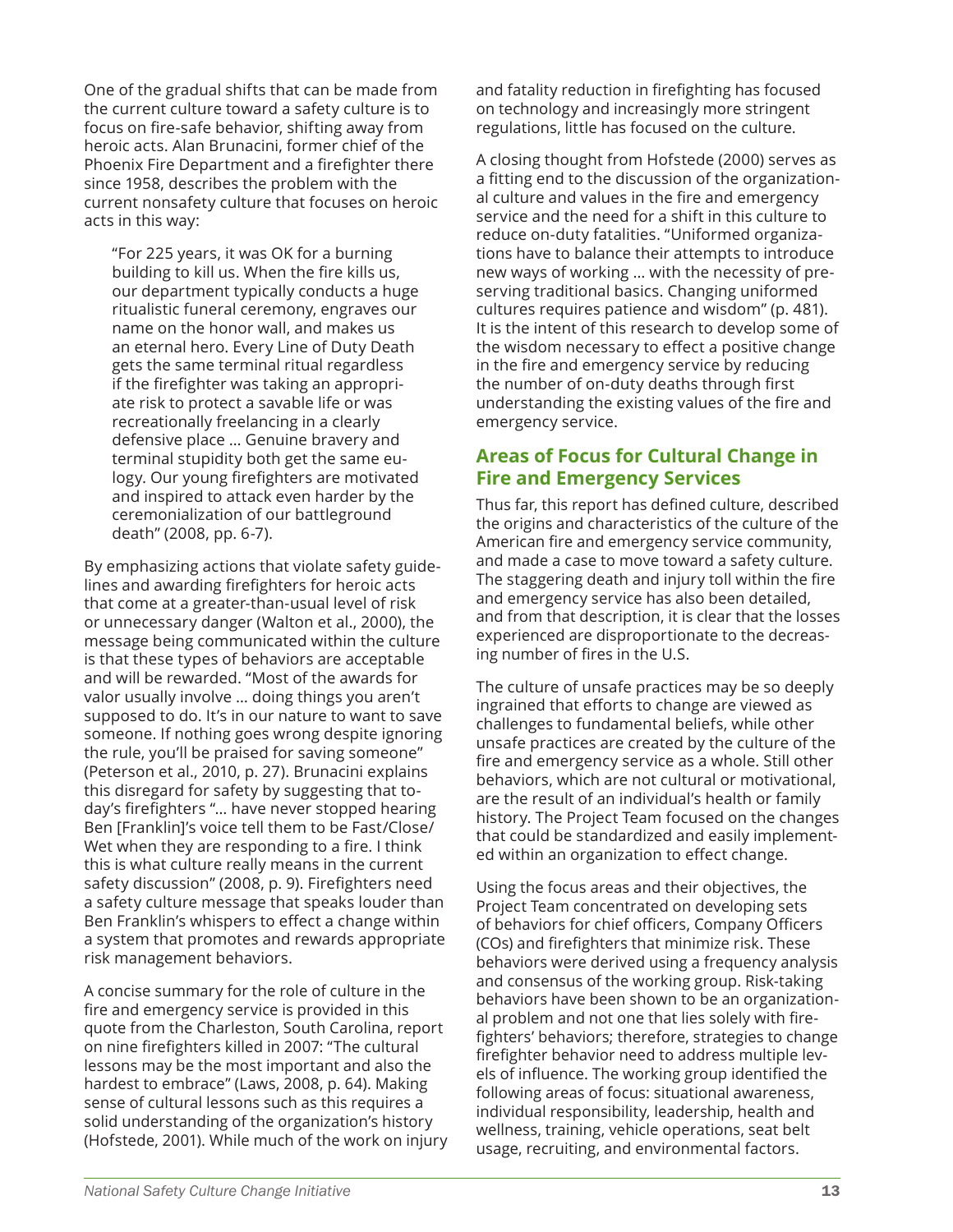One of the gradual shifts that can be made from the current culture toward a safety culture is to focus on fire-safe behavior, shifting away from heroic acts. Alan Brunacini, former chief of the Phoenix Fire Department and a firefighter there since 1958, describes the problem with the current nonsafety culture that focuses on heroic acts in this way:

> "For 225 years, it was OK for a burning building to kill us. When the fire kills us, our department typically conducts a huge ritualistic funeral ceremony, engraves our name on the honor wall, and makes us an eternal hero. Every Line of Duty Death gets the same terminal ritual regardless if the firefighter was taking an appropriate risk to protect a savable life or was recreationally freelancing in a clearly defensive place ... Genuine bravery and terminal stupidity both get the same eulogy. Our young firefighters are motivated and inspired to attack even harder by the ceremonialization of our battleground death" (2008, pp. 6-7).

By emphasizing actions that violate safety guidelines and awarding firefighters for heroic acts that come at a greater-than-usual level of risk or unnecessary danger (Walton et al., 2000), the message being communicated within the culture is that these types of behaviors are acceptable and will be rewarded. "Most of the awards for valor usually involve ... doing things you aren't supposed to do. It's in our nature to want to save someone. If nothing goes wrong despite ignoring the rule, you'll be praised for saving someone" (Peterson et al., 2010, p. 27). Brunacini explains this disregard for safety by suggesting that today's firefighters "... have never stopped hearing Ben [Franklin]'s voice tell them to be Fast/Close/Wet when they are responding to a fire. I think this is what culture really means in the current safety discussion" (2008, p. 9). Firefighters need a safety culture message that speaks louder than Ben Franklin's whispers to effect a change within a system that promotes and rewards appropriate risk management behaviors.

A concise summary for the role of culture in the fire and emergency service is provided in this quote from the Charleston, South Carolina, report on nine firefighters killed in 2007: "The cultural lessons may be the most important and also the hardest to embrace" (Laws, 2008, p. 64). Making sense of cultural lessons such as this requires a solid understanding of the organization's history (Hofstede, 2001). While much of the work on injury and fatality reduction in firefighting has focused on technology and increasingly more stringent regulations, little has focused on the culture.

A closing thought from Hofstede (2000) serves as a fitting end to the discussion of the organizational culture and values in the fire and emergency service and the need for a shift in this culture to reduce on-duty fatalities. "Uniformed organizations have to balance their attempts to introduce new ways of working ... with the necessity of preserving traditional basics. Changing uniformed cultures requires patience and wisdom" (p. 481). It is the intent of this research to develop some of the wisdom necessary to effect a positive change in the fire and emergency service by reducing the number of on-duty deaths through first understanding the existing values of the fire and emergency service.

## Areas of Focus for Cultural Change in Fire and Emergency Services

Thus far, this report has defined culture, described the origins and characteristics of the culture of the American fire and emergency service community, and made a case to move toward a safety culture. The staggering death and injury toll within the fire and emergency service has also been detailed, and from that description, it is clear that the losses experienced are disproportionate to the decreasing number of fires in the U.S.

The culture of unsafe practices may be so deeply ingrained that efforts to change are viewed as challenges to fundamental beliefs, while other unsafe practices are created by the culture of the fire and emergency service as a whole. Still other behaviors, which are not cultural or motivational, are the result of an individual's health or family history. The Project Team focused on the changes that could be standardized and easily implemented within an organization to effect change.

Using the focus areas and their objectives, the Project Team concentrated on developing sets of behaviors for chief officers, Company Officers (COs) and firefighters that minimize risk. These behaviors were derived using a frequency analysis and consensus of the working group. Risk-taking behaviors have been shown to be an organizational problem and not one that lies solely with firefighters' behaviors; therefore, strategies to change firefighter behavior need to address multiple levels of influence. The working group identified the following areas of focus: situational awareness, individual responsibility, leadership, health and wellness, training, vehicle operations, seat belt usage, recruiting, and environmental factors.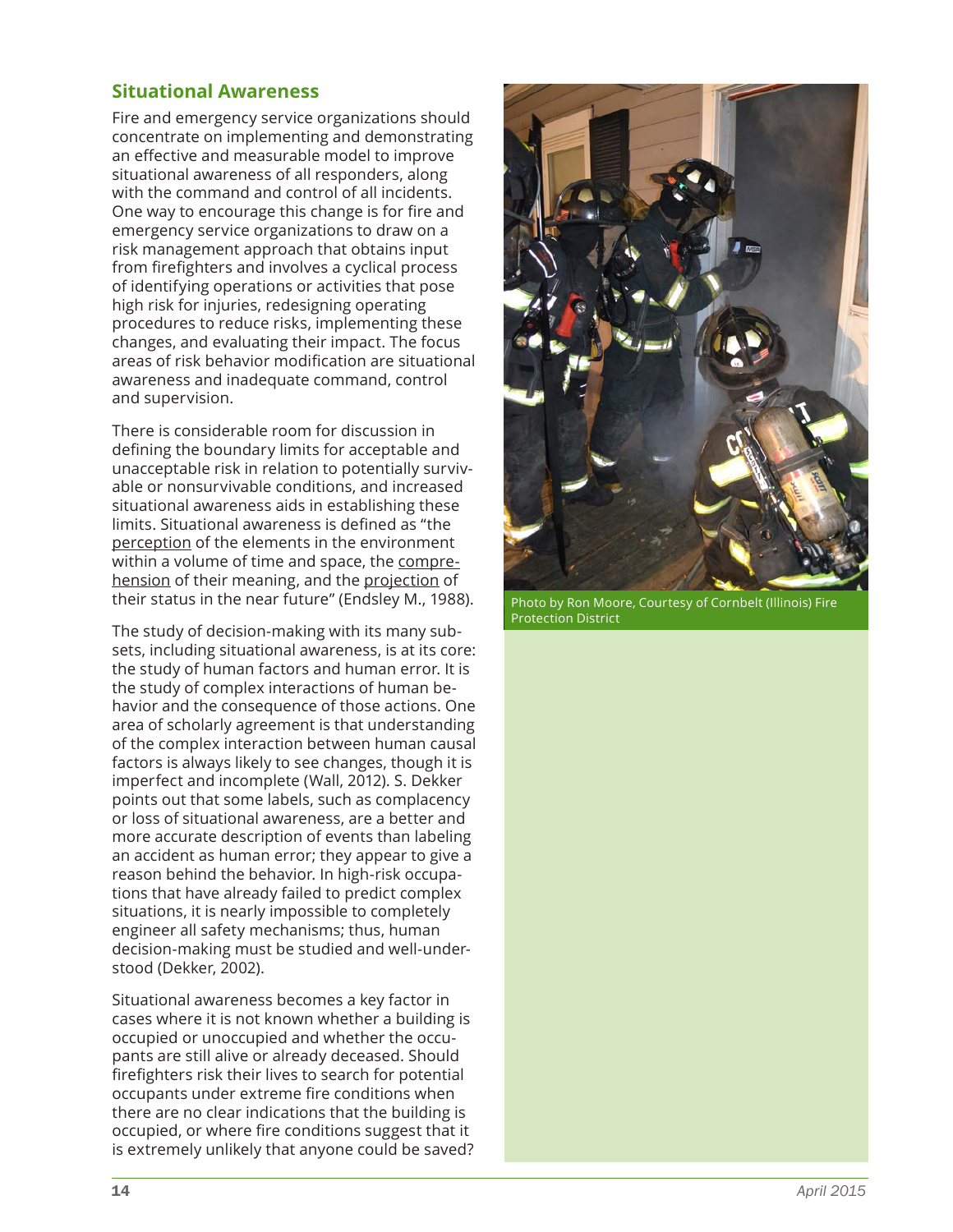## Situational Awareness

Fire and emergency service organizations should concentrate on implementing and demonstrating an effective and measurable model to improve situational awareness of all responders, along with the command and control of all incidents. One way to encourage this change is for fire and emergency service organizations to draw on a risk management approach that obtains input from firefighters and involves a cyclical process of identifying operations or activities that pose high risk for injuries, redesigning operating procedures to reduce risks, implementing these changes, and evaluating their impact. The focus areas of risk behavior modification are situational awareness and inadequate command, control and supervision.

There is considerable room for discussion in defining the boundary limits for acceptable and unacceptable risk in relation to potentially survivable or nonsurvivable conditions, and increased situational awareness aids in establishing these limits. Situational awareness is defined as "the perception of the elements in the environment within a volume of time and space, the comprehension of their meaning, and the projection of their status in the near future" (Endsley M., 1988).

The study of decision-making with its many subsets, including situational awareness, is at its core: the study of human factors and human error. It is the study of complex interactions of human behavior and the consequence of those actions. One area of scholarly agreement is that understanding of the complex interaction between human causal factors is always likely to see changes, though it is imperfect and incomplete (Wall, 2012). S. Dekker points out that some labels, such as complacency or loss of situational awareness, are a better and more accurate description of events than labeling an accident as human error; they appear to give a reason behind the behavior. In high-risk occupations that have already failed to predict complex situations, it is nearly impossible to completely engineer all safety mechanisms; thus, human decision-making must be studied and well-understood (Dekker, 2002).

Situational awareness becomes a key factor in cases where it is not known whether a building is occupied or unoccupied and whether the occupants are still alive or already deceased. Should firefighters risk their lives to search for potential occupants under extreme fire conditions when there are no clear indications that the building is occupied, or where fire conditions suggest that it is extremely unlikely that anyone could be saved?

Photo by Ron Moore, Courtesy of Cornbelt (Illinois) Fire Protection District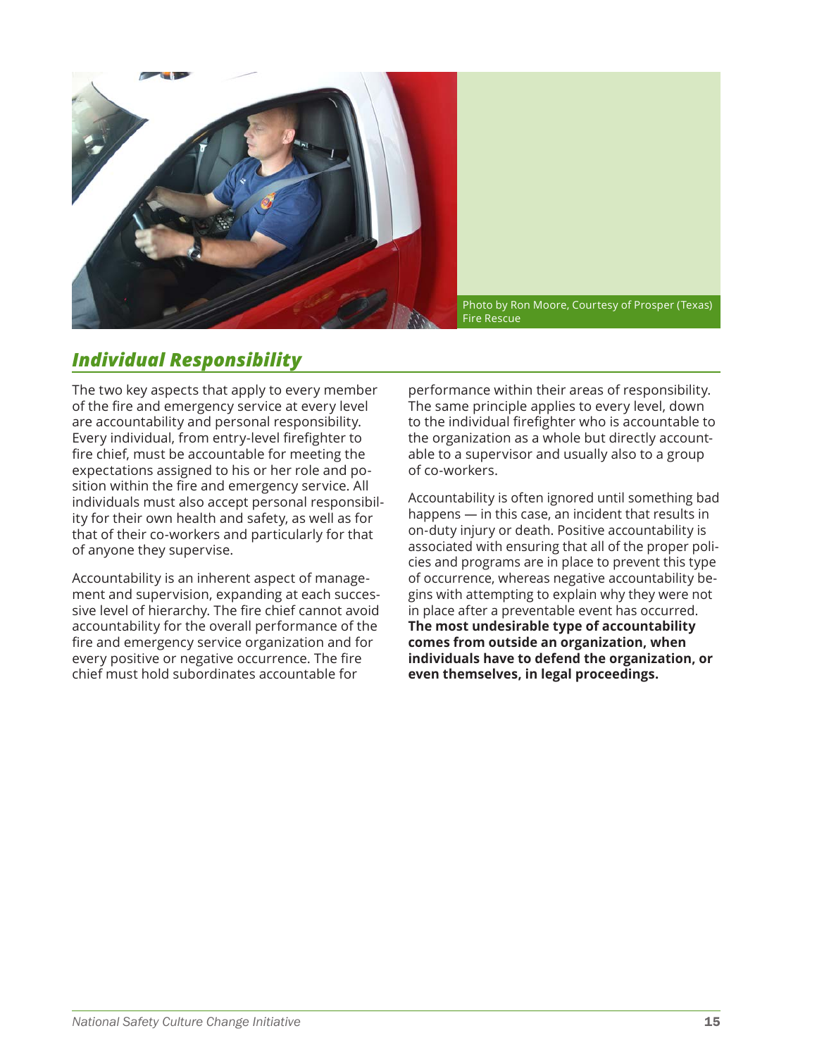Photo by Ron Moore, Courtesy of Prosper (Texas) Fire Rescue

## *Individual Responsibility*

The two key aspects that apply to every member of the fire and emergency service at every level are accountability and personal responsibility. Every individual, from entry-level firefighter to fire chief, must be accountable for meeting the expectations assigned to his or her role and position within the fire and emergency service. All individuals must also accept personal responsibility for their own health and safety, as well as for that of their co-workers and particularly for that of anyone they supervise.

Accountability is an inherent aspect of management and supervision, expanding at each successive level of hierarchy. The fire chief cannot avoid accountability for the overall performance of the fire and emergency service organization and for every positive or negative occurrence. The fire chief must hold subordinates accountable for performance within their areas of responsibility. The same principle applies to every level, down to the individual firefighter who is accountable to the organization as a whole but directly accountable to a supervisor and usually also to a group of co-workers.

Accountability is often ignored until something bad happens — in this case, an incident that results in on-duty injury or death. Positive accountability is associated with ensuring that all of the proper policies and programs are in place to prevent this type of occurrence, whereas negative accountability begins with attempting to explain why they were not in place after a preventable event has occurred. **The most undesirable type of accountability comes from outside an organization, when individuals have to defend the organization, or even themselves, in legal proceedings.**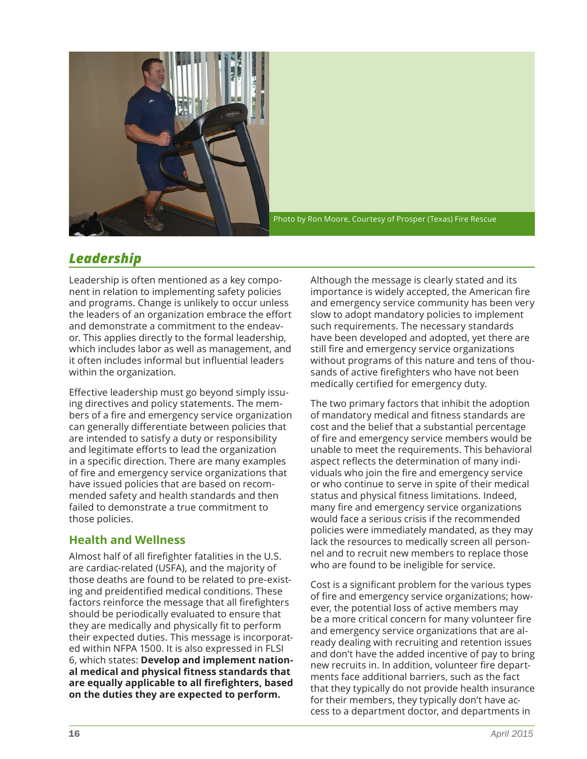Photo by Ron Moore, Courtesy of Prosper (Texas) Fire Rescue

## *Leadership*

Leadership is often mentioned as a key component in relation to implementing safety policies and programs. Change is unlikely to occur unless the leaders of an organization embrace the effort and demonstrate a commitment to the endeavor. This applies directly to the formal leadership, which includes labor as well as management, and it often includes informal but influential leaders within the organization.

Effective leadership must go beyond simply issuing directives and policy statements. The members of a fire and emergency service organization can generally differentiate between policies that are intended to satisfy a duty or responsibility and legitimate efforts to lead the organization in a specific direction. There are many examples of fire and emergency service organizations that have issued policies that are based on recommended safety and health standards and then failed to demonstrate a true commitment to those policies.

### Health and Wellness

Almost half of all firefighter fatalities in the U.S. are cardiac-related (USFA), and the majority of those deaths are found to be related to pre-existing and preidentified medical conditions. These factors reinforce the message that all firefighters should be periodically evaluated to ensure that they are medically and physically fit to perform their expected duties. This message is incorporated within NFPA 1500. It is also expressed in FLSI 6, which states: **Develop and implement national medical and physical fitness standards that are equally applicable to all firefighters, based on the duties they are expected to perform.**

Although the message is clearly stated and its importance is widely accepted, the American fire and emergency service community has been very slow to adopt mandatory policies to implement such requirements. The necessary standards have been developed and adopted, yet there are still fire and emergency service organizations without programs of this nature and tens of thousands of active firefighters who have not been medically certified for emergency duty.

The two primary factors that inhibit the adoption of mandatory medical and fitness standards are cost and the belief that a substantial percentage of fire and emergency service members would be unable to meet the requirements. This behavioral aspect reflects the determination of many individuals who join the fire and emergency service or who continue to serve in spite of their medical status and physical fitness limitations. Indeed, many fire and emergency service organizations would face a serious crisis if the recommended policies were immediately mandated, as they may lack the resources to medically screen all personnel and to recruit new members to replace those who are found to be ineligible for service.

Cost is a significant problem for the various types of fire and emergency service organizations; however, the potential loss of active members may be a more critical concern for many volunteer fire and emergency service organizations that are already dealing with recruiting and retention issues and don't have the added incentive of pay to bring new recruits in. In addition, volunteer fire departments face additional barriers, such as the fact that they typically do not provide health insurance for their members, they typically don't have access to a department doctor, and departments in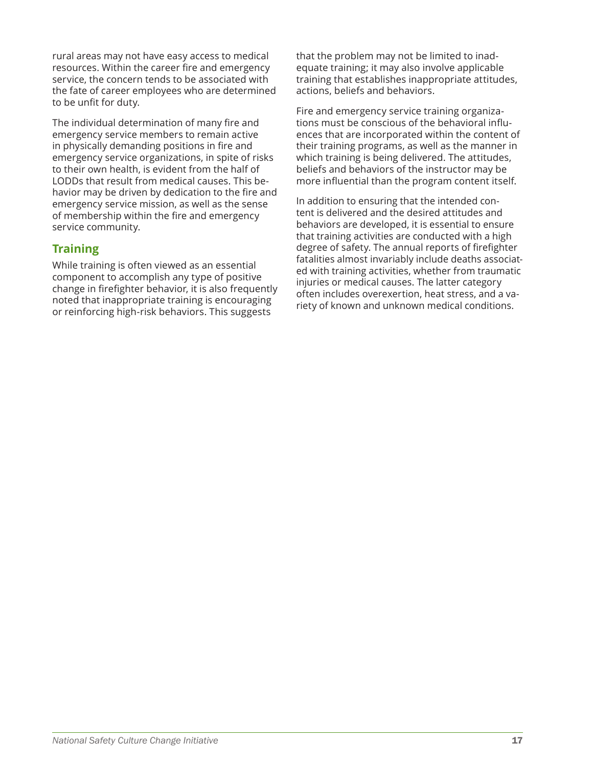rural areas may not have easy access to medical resources. Within the career fire and emergency service, the concern tends to be associated with the fate of career employees who are determined to be unfit for duty.

The individual determination of many fire and emergency service members to remain active in physically demanding positions in fire and emergency service organizations, in spite of risks to their own health, is evident from the half of LODDs that result from medical causes. This behavior may be driven by dedication to the fire and emergency service mission, as well as the sense of membership within the fire and emergency service community.

## Training

While training is often viewed as an essential component to accomplish any type of positive change in firefighter behavior, it is also frequently noted that inappropriate training is encouraging or reinforcing high-risk behaviors. This suggests that the problem may not be limited to inadequate training; it may also involve applicable training that establishes inappropriate attitudes, actions, beliefs and behaviors.

Fire and emergency service training organizations must be conscious of the behavioral influences that are incorporated within the content of their training programs, as well as the manner in which training is being delivered. The attitudes, beliefs and behaviors of the instructor may be more influential than the program content itself.

In addition to ensuring that the intended content is delivered and the desired attitudes and behaviors are developed, it is essential to ensure that training activities are conducted with a high degree of safety. The annual reports of firefighter fatalities almost invariably include deaths associated with training activities, whether from traumatic injuries or medical causes. The latter category often includes overexertion, heat stress, and a variety of known and unknown medical conditions.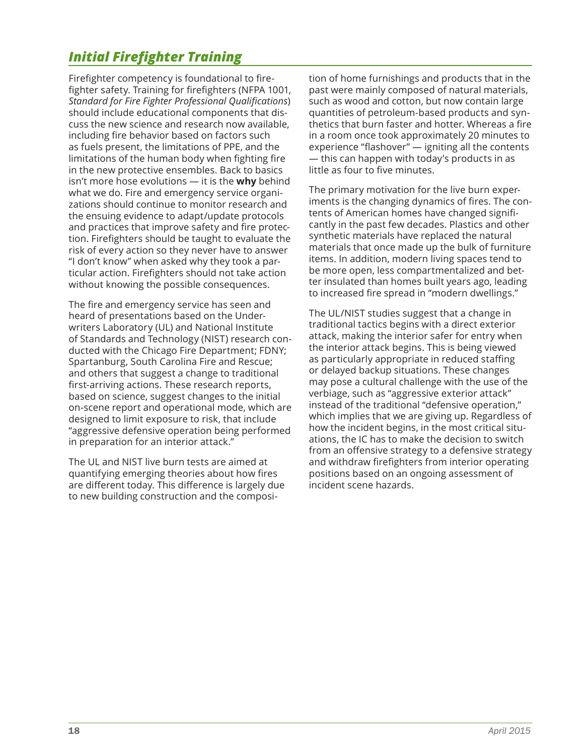## *Initial Firefighter Training*

Firefighter competency is foundational to firefighter safety. Training for firefighters (NFPA 1001, *Standard for Fire Fighter Professional Qualifications*) should include educational components that discuss the new science and research now available, including fire behavior based on factors such as fuels present, the limitations of PPE, and the limitations of the human body when fighting fire in the new protective ensembles. Back to basics isn't more hose evolutions — it is the **why** behind what we do. Fire and emergency service organizations should continue to monitor research and the ensuing evidence to adapt/update protocols and practices that improve safety and fire protection. Firefighters should be taught to evaluate the risk of every action so they never have to answer "I don't know" when asked why they took a particular action. Firefighters should not take action without knowing the possible consequences.

The fire and emergency service has seen and heard of presentations based on the Underwriters Laboratory (UL) and National Institute of Standards and Technology (NIST) research conducted with the Chicago Fire Department; FDNY; Spartanburg, South Carolina Fire and Rescue; and others that suggest a change to traditional first-arriving actions. These research reports, based on science, suggest changes to the initial on-scene report and operational mode, which are designed to limit exposure to risk, that include "aggressive defensive operation being performed in preparation for an interior attack."

The UL and NIST live burn tests are aimed at quantifying emerging theories about how fires are different today. This difference is largely due to new building construction and the composition of home furnishings and products that in the past were mainly composed of natural materials, such as wood and cotton, but now contain large quantities of petroleum-based products and synthetics that burn faster and hotter. Whereas a fire in a room once took approximately 20 minutes to experience "flashover" — igniting all the contents — this can happen with today's products in as little as four to five minutes.

The primary motivation for the live burn experiments is the changing dynamics of fires. The contents of American homes have changed significantly in the past few decades. Plastics and other synthetic materials have replaced the natural materials that once made up the bulk of furniture items. In addition, modern living spaces tend to be more open, less compartmentalized and better insulated than homes built years ago, leading to increased fire spread in "modern dwellings."

The UL/NIST studies suggest that a change in traditional tactics begins with a direct exterior attack, making the interior safer for entry when the interior attack begins. This is being viewed as particularly appropriate in reduced staffing or delayed backup situations. These changes may pose a cultural challenge with the use of the verbiage, such as "aggressive exterior attack" instead of the traditional "defensive operation," which implies that we are giving up. Regardless of how the incident begins, in the most critical situations, the IC has to make the decision to switch from an offensive strategy to a defensive strategy and withdraw firefighters from interior operating positions based on an ongoing assessment of incident scene hazards.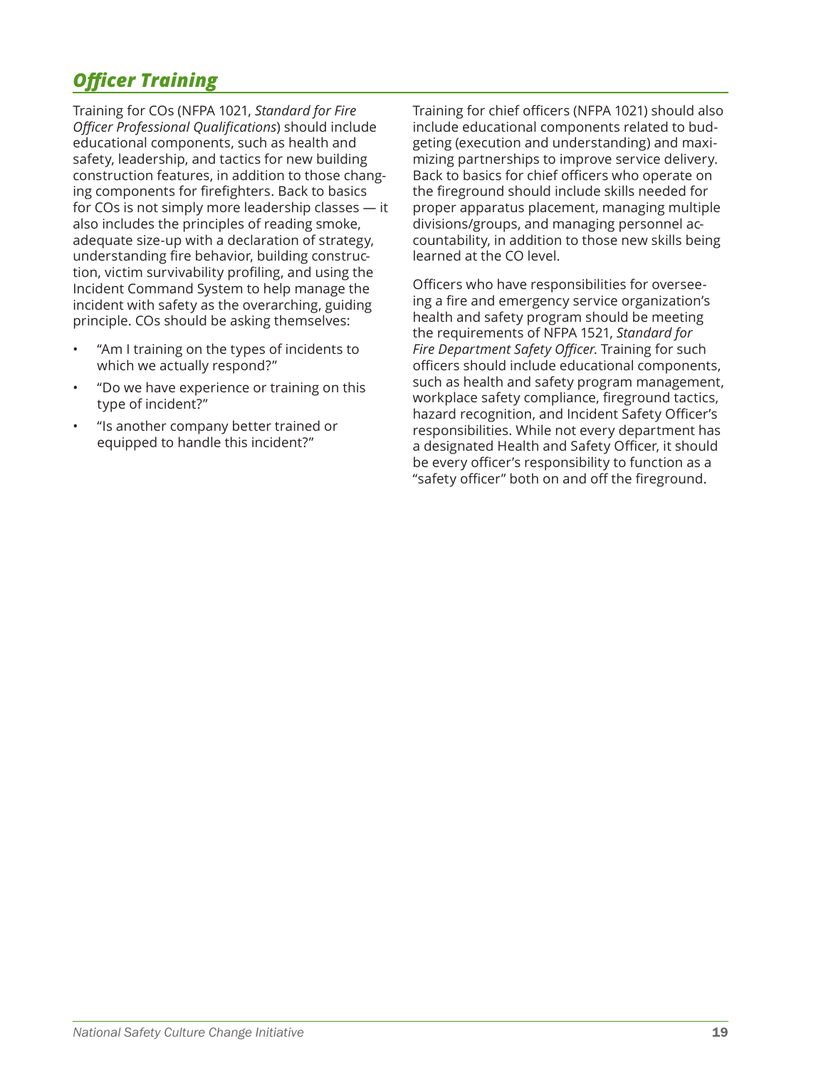## *Officer Training*

Training for COs (NFPA 1021, *Standard for Fire Officer Professional Qualifications*) should include educational components, such as health and safety, leadership, and tactics for new building construction features, in addition to those changing components for firefighters. Back to basics for COs is not simply more leadership classes — it also includes the principles of reading smoke, adequate size-up with a declaration of strategy, understanding fire behavior, building construction, victim survivability profiling, and using the Incident Command System to help manage the incident with safety as the overarching, guiding principle. COs should be asking themselves:

- "Am I training on the types of incidents to which we actually respond?"
- "Do we have experience or training on this type of incident?"
- "Is another company better trained or equipped to handle this incident?"

Training for chief officers (NFPA 1021) should also include educational components related to budgeting (execution and understanding) and maximizing partnerships to improve service delivery. Back to basics for chief officers who operate on the fireground should include skills needed for proper apparatus placement, managing multiple divisions/groups, and managing personnel accountability, in addition to those new skills being learned at the CO level.

Officers who have responsibilities for overseeing a fire and emergency service organization's health and safety program should be meeting the requirements of NFPA 1521, *Standard for Fire Department Safety Officer*. Training for such officers should include educational components, such as health and safety program management, workplace safety compliance, fireground tactics, hazard recognition, and Incident Safety Officer's responsibilities. While not every department has a designated Health and Safety Officer, it should be every officer's responsibility to function as a "safety officer" both on and off the fireground.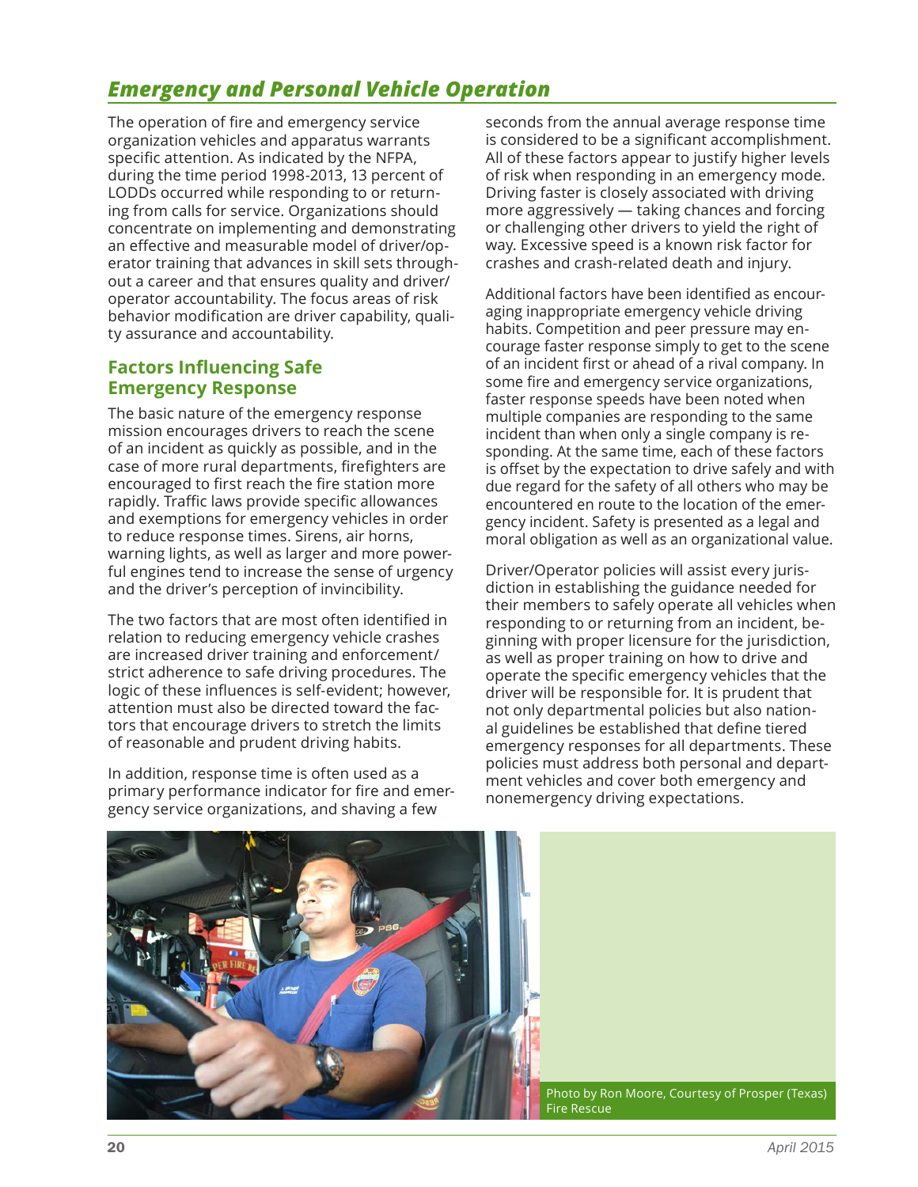## *Emergency and Personal Vehicle Operation*

The operation of fire and emergency service organization vehicles and apparatus warrants specific attention. As indicated by the NFPA, during the time period 1998-2013, 13 percent of LODDs occurred while responding to or returning from calls for service. Organizations should concentrate on implementing and demonstrating an effective and measurable model of driver/operator training that advances in skill sets throughout a career and that ensures quality and driver/operator accountability. The focus areas of risk behavior modification are driver capability, quality assurance and accountability.

### Factors Influencing Safe Emergency Response

The basic nature of the emergency response mission encourages drivers to reach the scene of an incident as quickly as possible, and in the case of more rural departments, firefighters are encouraged to first reach the fire station more rapidly. Traffic laws provide specific allowances and exemptions for emergency vehicles in order to reduce response times. Sirens, air horns, warning lights, as well as larger and more powerful engines tend to increase the sense of urgency and the driver's perception of invincibility.

The two factors that are most often identified in relation to reducing emergency vehicle crashes are increased driver training and enforcement/strict adherence to safe driving procedures. The logic of these influences is self-evident; however, attention must also be directed toward the factors that encourage drivers to stretch the limits of reasonable and prudent driving habits.

In addition, response time is often used as a primary performance indicator for fire and emergency service organizations, and shaving a few seconds from the annual average response time is considered to be a significant accomplishment. All of these factors appear to justify higher levels of risk when responding in an emergency mode. Driving faster is closely associated with driving more aggressively — taking chances and forcing or challenging other drivers to yield the right of way. Excessive speed is a known risk factor for crashes and crash-related death and injury.

Additional factors have been identified as encouraging inappropriate emergency vehicle driving habits. Competition and peer pressure may encourage faster response simply to get to the scene of an incident first or ahead of a rival company. In some fire and emergency service organizations, faster response speeds have been noted when multiple companies are responding to the same incident than when only a single company is responding. At the same time, each of these factors is offset by the expectation to drive safely and with due regard for the safety of all others who may be encountered en route to the location of the emergency incident. Safety is presented as a legal and moral obligation as well as an organizational value.

Driver/Operator policies will assist every jurisdiction in establishing the guidance needed for their members to safely operate all vehicles when responding to or returning from an incident, beginning with proper licensure for the jurisdiction, as well as proper training on how to drive and operate the specific emergency vehicles that the driver will be responsible for. It is prudent that not only departmental policies but also national guidelines be established that define tiered emergency responses for all departments. These policies must address both personal and department vehicles and cover both emergency and nonemergency driving expectations.

Photo by Ron Moore, Courtesy of Prosper (Texas) Fire Rescue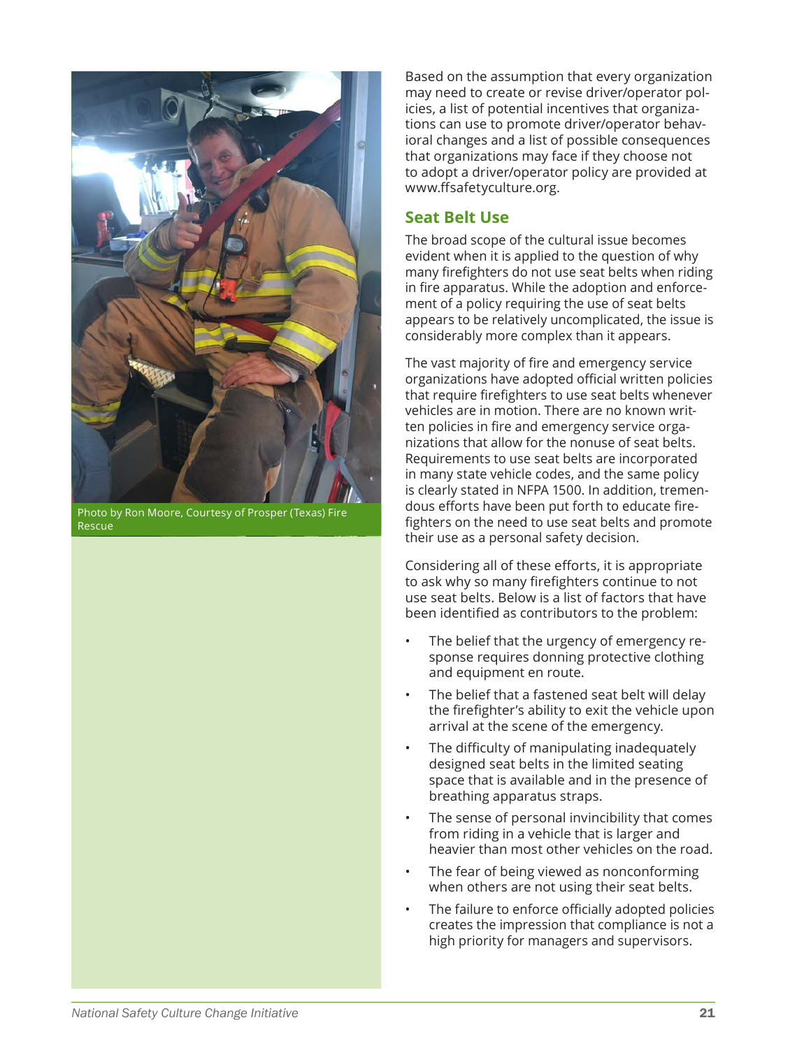Photo by Ron Moore, Courtesy of Prosper (Texas) Fire Rescue

Based on the assumption that every organization may need to create or revise driver/operator policies, a list of potential incentives that organizations can use to promote driver/operator behavioral changes and a list of possible consequences that organizations may face if they choose not to adopt a driver/operator policy are provided at www.ffsafetyculture.org.

## Seat Belt Use

The broad scope of the cultural issue becomes evident when it is applied to the question of why many firefighters do not use seat belts when riding in fire apparatus. While the adoption and enforcement of a policy requiring the use of seat belts appears to be relatively uncomplicated, the issue is considerably more complex than it appears.

The vast majority of fire and emergency service organizations have adopted official written policies that require firefighters to use seat belts whenever vehicles are in motion. There are no known written policies in fire and emergency service organizations that allow for the nonuse of seat belts. Requirements to use seat belts are incorporated in many state vehicle codes, and the same policy is clearly stated in NFPA 1500. In addition, tremendous efforts have been put forth to educate firefighters on the need to use seat belts and promote their use as a personal safety decision.

Considering all of these efforts, it is appropriate to ask why so many firefighters continue to not use seat belts. Below is a list of factors that have been identified as contributors to the problem:

- The belief that the urgency of emergency response requires donning protective clothing and equipment en route.
- The belief that a fastened seat belt will delay the firefighter's ability to exit the vehicle upon arrival at the scene of the emergency.
- The difficulty of manipulating inadequately designed seat belts in the limited seating space that is available and in the presence of breathing apparatus straps.
- The sense of personal invincibility that comes from riding in a vehicle that is larger and heavier than most other vehicles on the road.
- The fear of being viewed as nonconforming when others are not using their seat belts.
- The failure to enforce officially adopted policies creates the impression that compliance is not a high priority for managers and supervisors.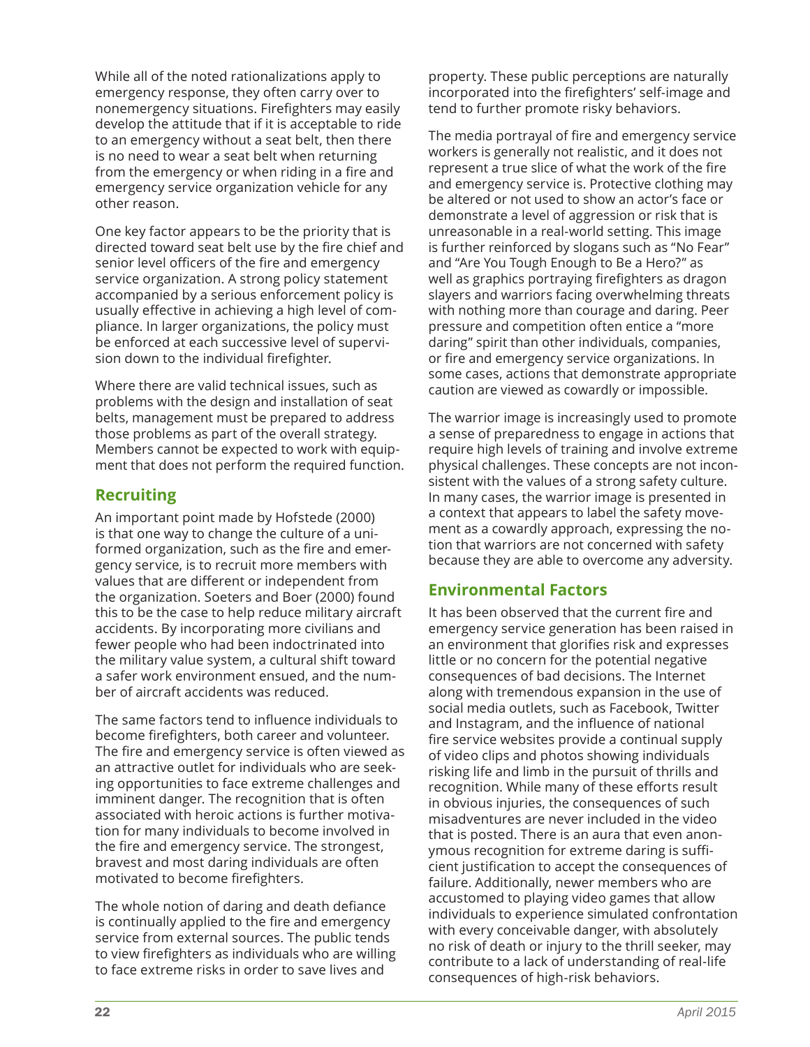While all of the noted rationalizations apply to emergency response, they often carry over to nonemergency situations. Firefighters may easily develop the attitude that if it is acceptable to ride to an emergency without a seat belt, then there is no need to wear a seat belt when returning from the emergency or when riding in a fire and emergency service organization vehicle for any other reason.

One key factor appears to be the priority that is directed toward seat belt use by the fire chief and senior level officers of the fire and emergency service organization. A strong policy statement accompanied by a serious enforcement policy is usually effective in achieving a high level of compliance. In larger organizations, the policy must be enforced at each successive level of supervision down to the individual firefighter.

Where there are valid technical issues, such as problems with the design and installation of seat belts, management must be prepared to address those problems as part of the overall strategy. Members cannot be expected to work with equipment that does not perform the required function.

## Recruiting

An important point made by Hofstede (2000) is that one way to change the culture of a uniformed organization, such as the fire and emergency service, is to recruit more members with values that are different or independent from the organization. Soeters and Boer (2000) found this to be the case to help reduce military aircraft accidents. By incorporating more civilians and fewer people who had been indoctrinated into the military value system, a cultural shift toward a safer work environment ensued, and the number of aircraft accidents was reduced.

The same factors tend to influence individuals to become firefighters, both career and volunteer. The fire and emergency service is often viewed as an attractive outlet for individuals who are seeking opportunities to face extreme challenges and imminent danger. The recognition that is often associated with heroic actions is further motivation for many individuals to become involved in the fire and emergency service. The strongest, bravest and most daring individuals are often motivated to become firefighters.

The whole notion of daring and death defiance is continually applied to the fire and emergency service from external sources. The public tends to view firefighters as individuals who are willing to face extreme risks in order to save lives and property. These public perceptions are naturally incorporated into the firefighters' self-image and tend to further promote risky behaviors.

The media portrayal of fire and emergency service workers is generally not realistic, and it does not represent a true slice of what the work of the fire and emergency service is. Protective clothing may be altered or not used to show an actor's face or demonstrate a level of aggression or risk that is unreasonable in a real-world setting. This image is further reinforced by slogans such as "No Fear" and "Are You Tough Enough to Be a Hero?" as well as graphics portraying firefighters as dragon slayers and warriors facing overwhelming threats with nothing more than courage and daring. Peer pressure and competition often entice a "more daring" spirit than other individuals, companies, or fire and emergency service organizations. In some cases, actions that demonstrate appropriate caution are viewed as cowardly or impossible.

The warrior image is increasingly used to promote a sense of preparedness to engage in actions that require high levels of training and involve extreme physical challenges. These concepts are not inconsistent with the values of a strong safety culture. In many cases, the warrior image is presented in a context that appears to label the safety movement as a cowardly approach, expressing the notion that warriors are not concerned with safety because they are able to overcome any adversity.

## Environmental Factors

It has been observed that the current fire and emergency service generation has been raised in an environment that glorifies risk and expresses little or no concern for the potential negative consequences of bad decisions. The Internet along with tremendous expansion in the use of social media outlets, such as Facebook, Twitter and Instagram, and the influence of national fire service websites provide a continual supply of video clips and photos showing individuals risking life and limb in the pursuit of thrills and recognition. While many of these efforts result in obvious injuries, the consequences of such misadventures are never included in the video that is posted. There is an aura that even anonymous recognition for extreme daring is sufficient justification to accept the consequences of failure. Additionally, newer members who are accustomed to playing video games that allow individuals to experience simulated confrontation with every conceivable danger, with absolutely no risk of death or injury to the thrill seeker, may contribute to a lack of understanding of real-life consequences of high-risk behaviors.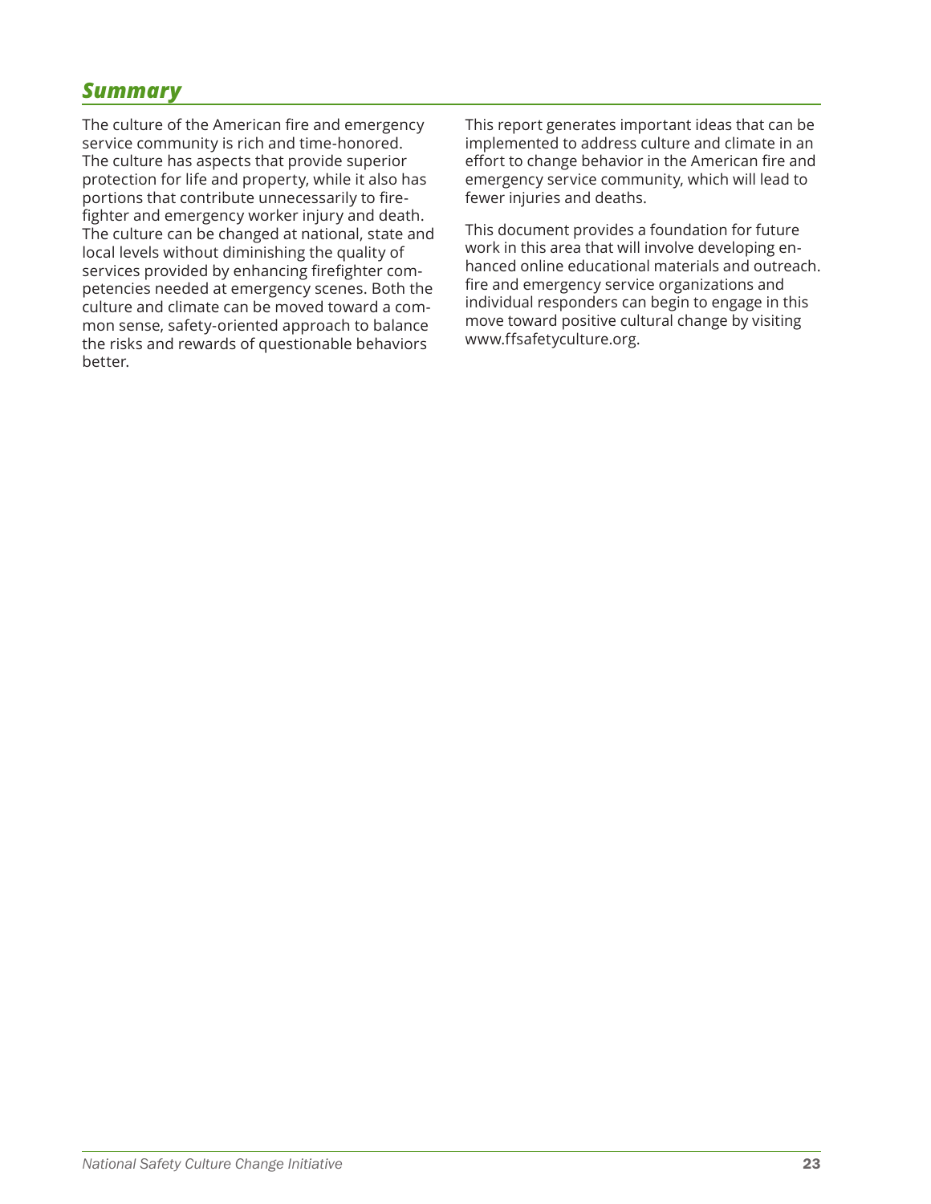## *Summary*

The culture of the American fire and emergency service community is rich and time-honored. The culture has aspects that provide superior protection for life and property, while it also has portions that contribute unnecessarily to firefighter and emergency worker injury and death. The culture can be changed at national, state and local levels without diminishing the quality of services provided by enhancing firefighter competencies needed at emergency scenes. Both the culture and climate can be moved toward a common sense, safety-oriented approach to balance the risks and rewards of questionable behaviors better.

This report generates important ideas that can be implemented to address culture and climate in an effort to change behavior in the American fire and emergency service community, which will lead to fewer injuries and deaths.

This document provides a foundation for future work in this area that will involve developing enhanced online educational materials and outreach. fire and emergency service organizations and individual responders can begin to engage in this move toward positive cultural change by visiting www.ffsafetyculture.org.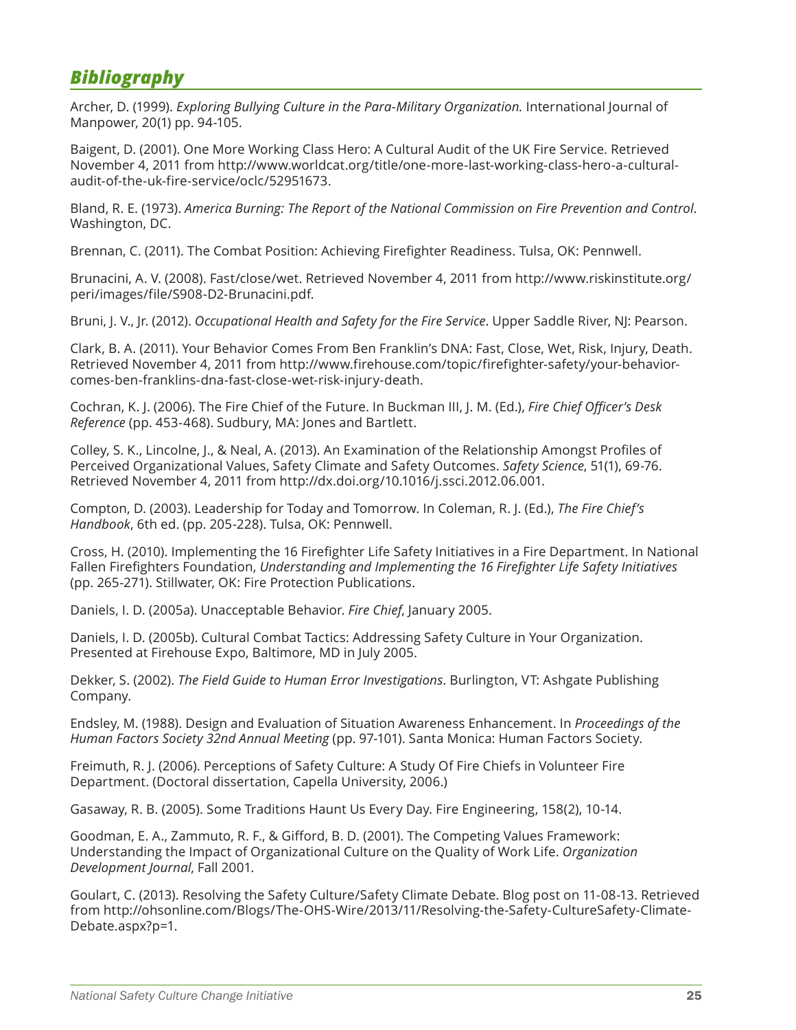## *Bibliography*

Archer, D. (1999). *Exploring Bullying Culture in the Para-Military Organization.* International Journal of Manpower, 20(1) pp. 94-105.

Baigent, D. (2001). One More Working Class Hero: A Cultural Audit of the UK Fire Service. Retrieved November 4, 2011 from http://www.worldcat.org/title/one-more-last-working-class-hero-a-cultural-audit-of-the-uk-fire-service/oclc/52951673.

Bland, R. E. (1973). *America Burning: The Report of the National Commission on Fire Prevention and Control*. Washington, DC.

Brennan, C. (2011). The Combat Position: Achieving Firefighter Readiness. Tulsa, OK: Pennwell.

Brunacini, A. V. (2008). Fast/close/wet. Retrieved November 4, 2011 from http://www.riskinstitute.org/peri/images/file/S908-D2-Brunacini.pdf.

Bruni, J. V., Jr. (2012). *Occupational Health and Safety for the Fire Service*. Upper Saddle River, NJ: Pearson.

Clark, B. A. (2011). Your Behavior Comes From Ben Franklin's DNA: Fast, Close, Wet, Risk, Injury, Death. Retrieved November 4, 2011 from http://www.firehouse.com/topic/firefighter-safety/your-behavior-comes-ben-franklins-dna-fast-close-wet-risk-injury-death.

Cochran, K. J. (2006). The Fire Chief of the Future. In Buckman III, J. M. (Ed.), *Fire Chief Officer's Desk Reference* (pp. 453-468). Sudbury, MA: Jones and Bartlett.

Colley, S. K., Lincolne, J., & Neal, A. (2013). An Examination of the Relationship Amongst Profiles of Perceived Organizational Values, Safety Climate and Safety Outcomes. *Safety Science*, 51(1), 69-76. Retrieved November 4, 2011 from http://dx.doi.org/10.1016/j.ssci.2012.06.001.

Compton, D. (2003). Leadership for Today and Tomorrow. In Coleman, R. J. (Ed.), *The Fire Chief's Handbook*, 6th ed. (pp. 205-228). Tulsa, OK: Pennwell.

Cross, H. (2010). Implementing the 16 Firefighter Life Safety Initiatives in a Fire Department. In National Fallen Firefighters Foundation, *Understanding and Implementing the 16 Firefighter Life Safety Initiatives* (pp. 265-271). Stillwater, OK: Fire Protection Publications.

Daniels, I. D. (2005a). Unacceptable Behavior. *Fire Chief*, January 2005.

Daniels, I. D. (2005b). Cultural Combat Tactics: Addressing Safety Culture in Your Organization. Presented at Firehouse Expo, Baltimore, MD in July 2005.

Dekker, S. (2002). *The Field Guide to Human Error Investigations*. Burlington, VT: Ashgate Publishing Company.

Endsley, M. (1988). Design and Evaluation of Situation Awareness Enhancement. In *Proceedings of the Human Factors Society 32nd Annual Meeting* (pp. 97-101). Santa Monica: Human Factors Society.

Freimuth, R. J. (2006). Perceptions of Safety Culture: A Study Of Fire Chiefs in Volunteer Fire Department. (Doctoral dissertation, Capella University, 2006.)

Gasaway, R. B. (2005). Some Traditions Haunt Us Every Day. Fire Engineering, 158(2), 10-14.

Goodman, E. A., Zammuto, R. F., & Gifford, B. D. (2001). The Competing Values Framework: Understanding the Impact of Organizational Culture on the Quality of Work Life. *Organization Development Journal*, Fall 2001.

Goulart, C. (2013). Resolving the Safety Culture/Safety Climate Debate. Blog post on 11-08-13. Retrieved from http://ohsonline.com/Blogs/The-OHS-Wire/2013/11/Resolving-the-Safety-CultureSafety-Climate-Debate.aspx?p=1.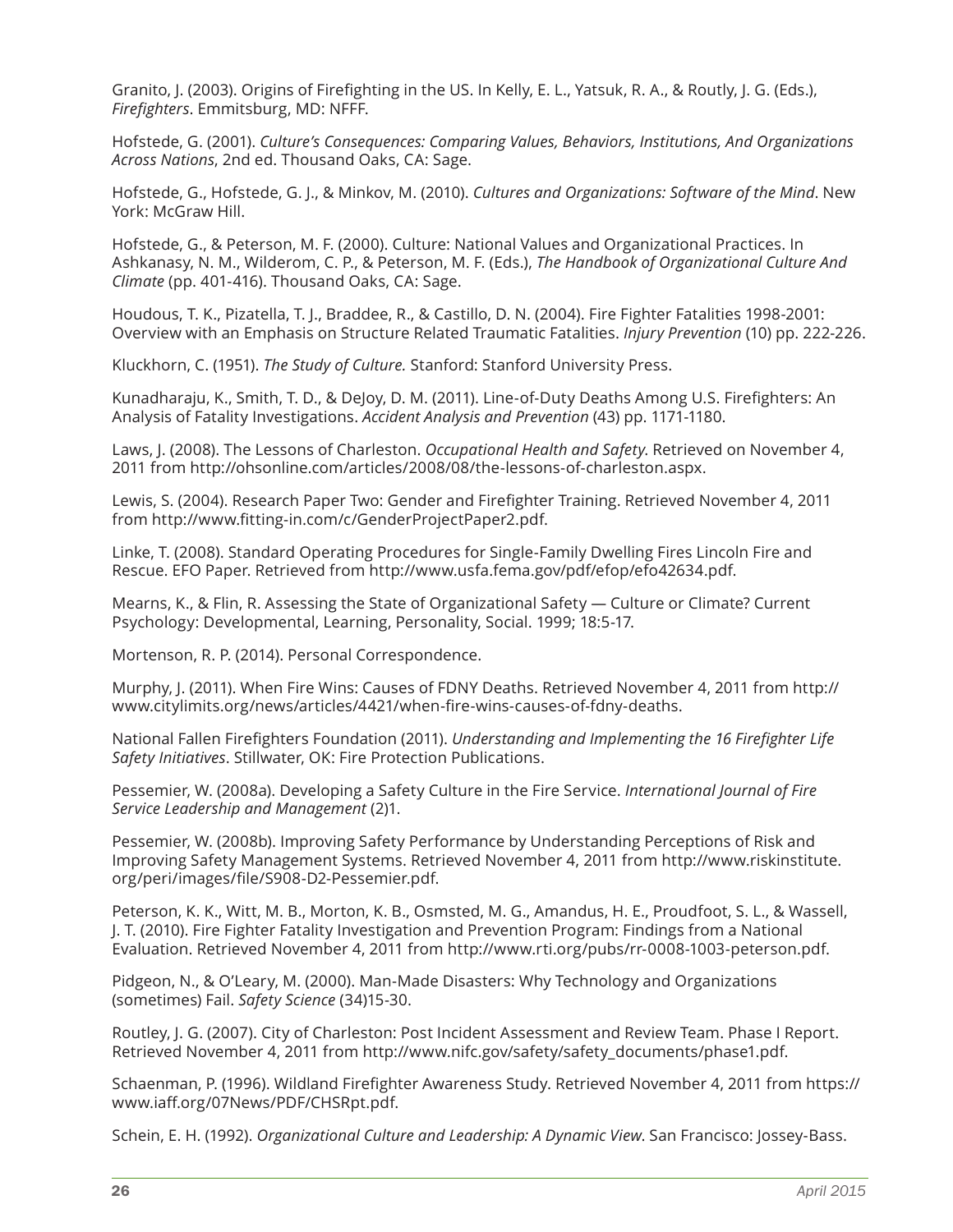Granito, J. (2003). Origins of Firefighting in the US. In Kelly, E. L., Yatsuk, R. A., & Routly, J. G. (Eds.), *Firefighters*. Emmitsburg, MD: NFFF.

Hofstede, G. (2001). *Culture's Consequences: Comparing Values, Behaviors, Institutions, And Organizations Across Nations*, 2nd ed. Thousand Oaks, CA: Sage.

Hofstede, G., Hofstede, G. J., & Minkov, M. (2010). *Cultures and Organizations: Software of the Mind*. New York: McGraw Hill.

Hofstede, G., & Peterson, M. F. (2000). Culture: National Values and Organizational Practices. In Ashkanasy, N. M., Wilderom, C. P., & Peterson, M. F. (Eds.), *The Handbook of Organizational Culture And Climate* (pp. 401-416). Thousand Oaks, CA: Sage.

Houdous, T. K., Pizatella, T. J., Braddee, R., & Castillo, D. N. (2004). Fire Fighter Fatalities 1998-2001: Overview with an Emphasis on Structure Related Traumatic Fatalities. *Injury Prevention* (10) pp. 222-226.

Kluckhorn, C. (1951). *The Study of Culture.* Stanford: Stanford University Press.

Kunadharaju, K., Smith, T. D., & DeJoy, D. M. (2011). Line-of-Duty Deaths Among U.S. Firefighters: An Analysis of Fatality Investigations. *Accident Analysis and Prevention* (43) pp. 1171-1180.

Laws, J. (2008). The Lessons of Charleston. *Occupational Health and Safety*. Retrieved on November 4, 2011 from http://ohsonline.com/articles/2008/08/the-lessons-of-charleston.aspx.

Lewis, S. (2004). Research Paper Two: Gender and Firefighter Training. Retrieved November 4, 2011 from http://www.fitting-in.com/c/GenderProjectPaper2.pdf.

Linke, T. (2008). Standard Operating Procedures for Single-Family Dwelling Fires Lincoln Fire and Rescue. EFO Paper. Retrieved from http://www.usfa.fema.gov/pdf/efop/efo42634.pdf.

Mearns, K., & Flin, R. Assessing the State of Organizational Safety — Culture or Climate? Current Psychology: Developmental, Learning, Personality, Social. 1999; 18:5-17.

Mortenson, R. P. (2014). Personal Correspondence.

Murphy, J. (2011). When Fire Wins: Causes of FDNY Deaths. Retrieved November 4, 2011 from http://www.citylimits.org/news/articles/4421/when-fire-wins-causes-of-fdny-deaths.

National Fallen Firefighters Foundation (2011). *Understanding and Implementing the 16 Firefighter Life Safety Initiatives*. Stillwater, OK: Fire Protection Publications.

Pessemier, W. (2008a). Developing a Safety Culture in the Fire Service. *International Journal of Fire Service Leadership and Management* (2)1.

Pessemier, W. (2008b). Improving Safety Performance by Understanding Perceptions of Risk and Improving Safety Management Systems. Retrieved November 4, 2011 from http://www.riskinstitute.org/peri/images/file/S908-D2-Pessemier.pdf.

Peterson, K. K., Witt, M. B., Morton, K. B., Osmsted, M. G., Amandus, H. E., Proudfoot, S. L., & Wassell, J. T. (2010). Fire Fighter Fatality Investigation and Prevention Program: Findings from a National Evaluation. Retrieved November 4, 2011 from http://www.rti.org/pubs/rr-0008-1003-peterson.pdf.

Pidgeon, N., & O'Leary, M. (2000). Man-Made Disasters: Why Technology and Organizations (sometimes) Fail. *Safety Science* (34)15-30.

Routley, J. G. (2007). City of Charleston: Post Incident Assessment and Review Team. Phase I Report. Retrieved November 4, 2011 from http://www.nifc.gov/safety/safety_documents/phase1.pdf.

Schaenman, P. (1996). Wildland Firefighter Awareness Study. Retrieved November 4, 2011 from https://www.iaff.org/07News/PDF/CHSRpt.pdf.

Schein, E. H. (1992). *Organizational Culture and Leadership: A Dynamic View*. San Francisco: Jossey-Bass.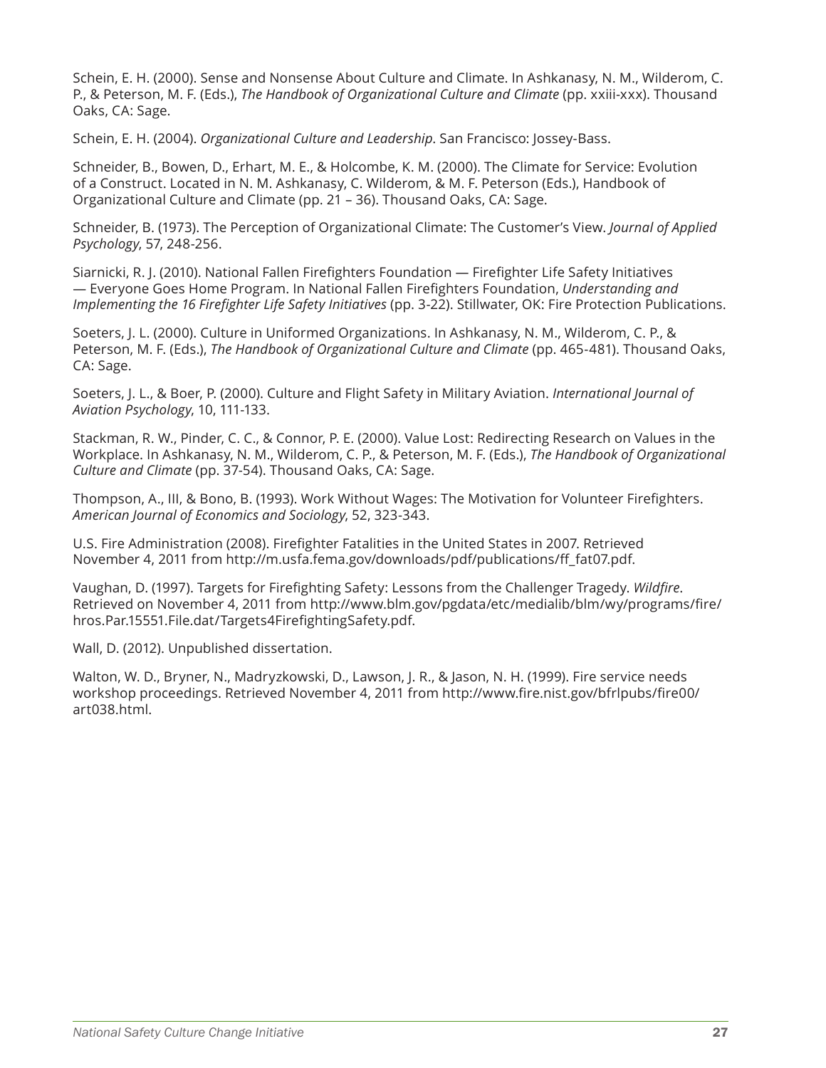Schein, E. H. (2000). Sense and Nonsense About Culture and Climate. In Ashkanasy, N. M., Wilderom, C. P., & Peterson, M. F. (Eds.), *The Handbook of Organizational Culture and Climate* (pp. xxiii-xxx). Thousand Oaks, CA: Sage.

Schein, E. H. (2004). *Organizational Culture and Leadership*. San Francisco: Jossey-Bass.

Schneider, B., Bowen, D., Erhart, M. E., & Holcombe, K. M. (2000). The Climate for Service: Evolution of a Construct. Located in N. M. Ashkanasy, C. Wilderom, & M. F. Peterson (Eds.), Handbook of Organizational Culture and Climate (pp. 21 – 36). Thousand Oaks, CA: Sage.

Schneider, B. (1973). The Perception of Organizational Climate: The Customer's View. *Journal of Applied Psychology*, 57, 248-256.

Siarnicki, R. J. (2010). National Fallen Firefighters Foundation — Firefighter Life Safety Initiatives — Everyone Goes Home Program. In National Fallen Firefighters Foundation, *Understanding and Implementing the 16 Firefighter Life Safety Initiatives* (pp. 3-22). Stillwater, OK: Fire Protection Publications.

Soeters, J. L. (2000). Culture in Uniformed Organizations. In Ashkanasy, N. M., Wilderom, C. P., & Peterson, M. F. (Eds.), *The Handbook of Organizational Culture and Climate* (pp. 465-481). Thousand Oaks, CA: Sage.

Soeters, J. L., & Boer, P. (2000). Culture and Flight Safety in Military Aviation. *International Journal of Aviation Psychology*, 10, 111-133.

Stackman, R. W., Pinder, C. C., & Connor, P. E. (2000). Value Lost: Redirecting Research on Values in the Workplace. In Ashkanasy, N. M., Wilderom, C. P., & Peterson, M. F. (Eds.), *The Handbook of Organizational Culture and Climate* (pp. 37-54). Thousand Oaks, CA: Sage.

Thompson, A., III, & Bono, B. (1993). Work Without Wages: The Motivation for Volunteer Firefighters. *American Journal of Economics and Sociology*, 52, 323-343.

U.S. Fire Administration (2008). Firefighter Fatalities in the United States in 2007. Retrieved November 4, 2011 from http://m.usfa.fema.gov/downloads/pdf/publications/ff_fat07.pdf.

Vaughan, D. (1997). Targets for Firefighting Safety: Lessons from the Challenger Tragedy. *Wildfire*. Retrieved on November 4, 2011 from http://www.blm.gov/pgdata/etc/medialib/blm/wy/programs/fire/hros.Par.15551.File.dat/Targets4FirefightingSafety.pdf.

Wall, D. (2012). Unpublished dissertation.

Walton, W. D., Bryner, N., Madryzkowski, D., Lawson, J. R., & Jason, N. H. (1999). Fire service needs workshop proceedings. Retrieved November 4, 2011 from http://www.fire.nist.gov/bfrlpubs/fire00/art038.html.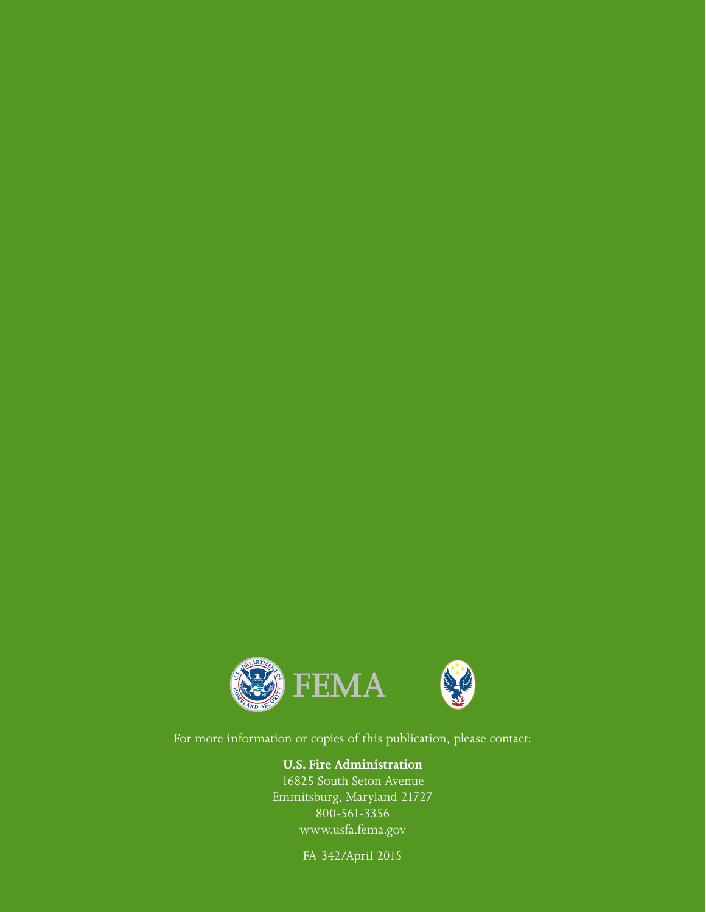FEMA

For more information or copies of this publication, please contact:

**U.S. Fire Administration**
16825 South Seton Avenue
Emmitsburg, Maryland 21727
800-561-3356
www.usfa.fema.gov

FA-342/April 2015